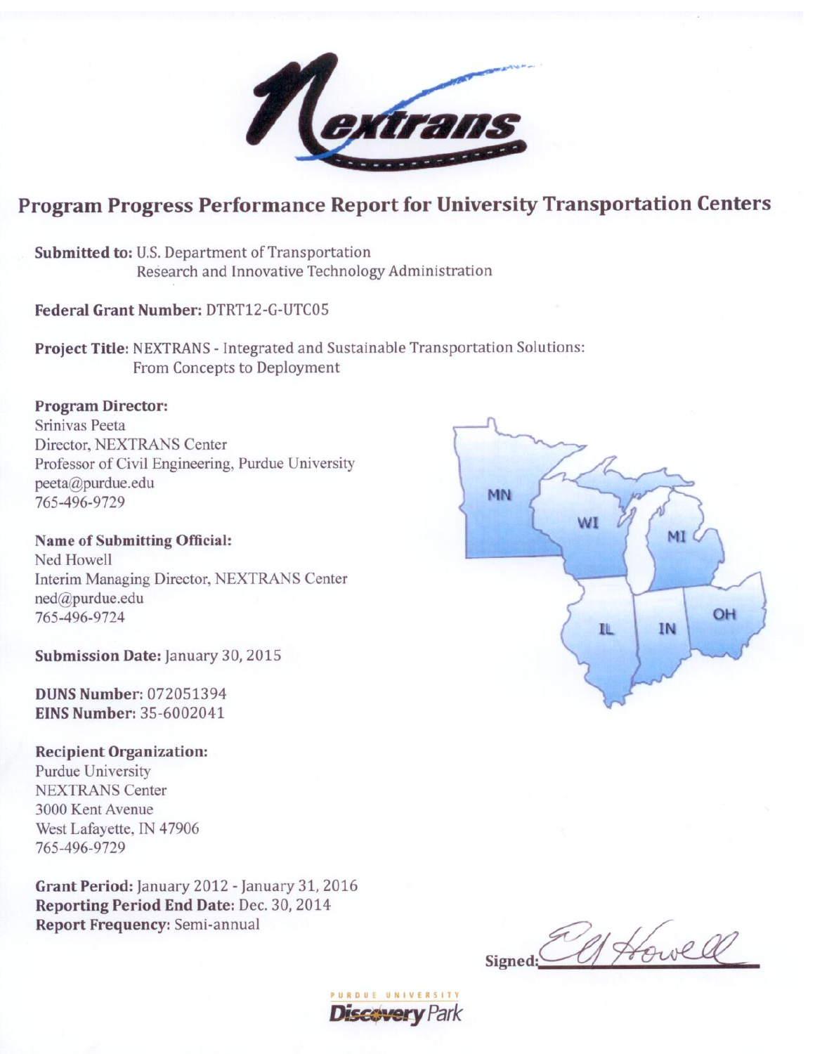# Program Progress Performance Report for University Transportation Centers

**Submitted to:** U.S. Department of Transportation
Research and Innovative Technology Administration

**Federal Grant Number:** DTRT12-G-UTC05

**Project Title:** NEXTRANS - Integrated and Sustainable Transportation Solutions: From Concepts to Deployment

**Program Director:**
Srinivas Peeta
Director, NEXTRANS Center
Professor of Civil Engineering, Purdue University
peeta@purdue.edu
765-496-9729

**Name of Submitting Official:**
Ned Howell
Interim Managing Director, NEXTRANS Center
ned@purdue.edu
765-496-9724

**Submission Date:** January 30, 2015

**DUNS Number:** 072051394
**EINS Number:** 35-6002041

**Recipient Organization:**
Purdue University
NEXTRANS Center
3000 Kent Avenue
West Lafayette, IN 47906
765-496-9729

**Grant Period:** January 2012 - January 31, 2016
**Reporting Period End Date:** Dec. 30, 2014
**Report Frequency:** Semi-annual

Signed: Ed Howell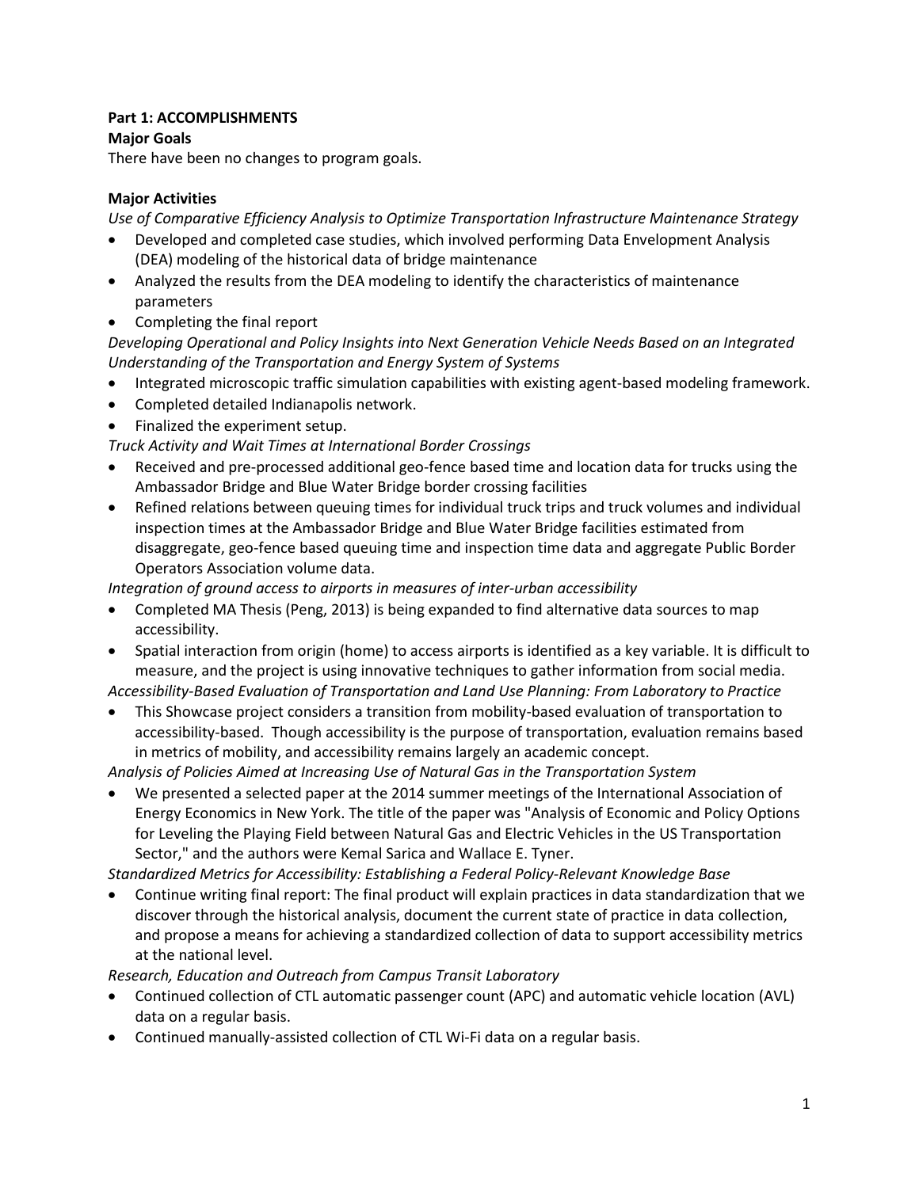**Part 1: ACCOMPLISHMENTS**

**Major Goals**

There have been no changes to program goals.

**Major Activities**

*Use of Comparative Efficiency Analysis to Optimize Transportation Infrastructure Maintenance Strategy*

- Developed and completed case studies, which involved performing Data Envelopment Analysis (DEA) modeling of the historical data of bridge maintenance
- Analyzed the results from the DEA modeling to identify the characteristics of maintenance parameters
- Completing the final report

*Developing Operational and Policy Insights into Next Generation Vehicle Needs Based on an Integrated Understanding of the Transportation and Energy System of Systems*

- Integrated microscopic traffic simulation capabilities with existing agent-based modeling framework.
- Completed detailed Indianapolis network.
- Finalized the experiment setup.

*Truck Activity and Wait Times at International Border Crossings*

- Received and pre-processed additional geo-fence based time and location data for trucks using the Ambassador Bridge and Blue Water Bridge border crossing facilities
- Refined relations between queuing times for individual truck trips and truck volumes and individual inspection times at the Ambassador Bridge and Blue Water Bridge facilities estimated from disaggregate, geo-fence based queuing time and inspection time data and aggregate Public Border Operators Association volume data.

*Integration of ground access to airports in measures of inter-urban accessibility*

- Completed MA Thesis (Peng, 2013) is being expanded to find alternative data sources to map accessibility.
- Spatial interaction from origin (home) to access airports is identified as a key variable. It is difficult to measure, and the project is using innovative techniques to gather information from social media.

*Accessibility-Based Evaluation of Transportation and Land Use Planning: From Laboratory to Practice*

- This Showcase project considers a transition from mobility-based evaluation of transportation to accessibility-based. Though accessibility is the purpose of transportation, evaluation remains based in metrics of mobility, and accessibility remains largely an academic concept.

*Analysis of Policies Aimed at Increasing Use of Natural Gas in the Transportation System*

- We presented a selected paper at the 2014 summer meetings of the International Association of Energy Economics in New York. The title of the paper was "Analysis of Economic and Policy Options for Leveling the Playing Field between Natural Gas and Electric Vehicles in the US Transportation Sector," and the authors were Kemal Sarica and Wallace E. Tyner.

*Standardized Metrics for Accessibility: Establishing a Federal Policy-Relevant Knowledge Base*

- Continue writing final report: The final product will explain practices in data standardization that we discover through the historical analysis, document the current state of practice in data collection, and propose a means for achieving a standardized collection of data to support accessibility metrics at the national level.

*Research, Education and Outreach from Campus Transit Laboratory*

- Continued collection of CTL automatic passenger count (APC) and automatic vehicle location (AVL) data on a regular basis.
- Continued manually-assisted collection of CTL Wi-Fi data on a regular basis.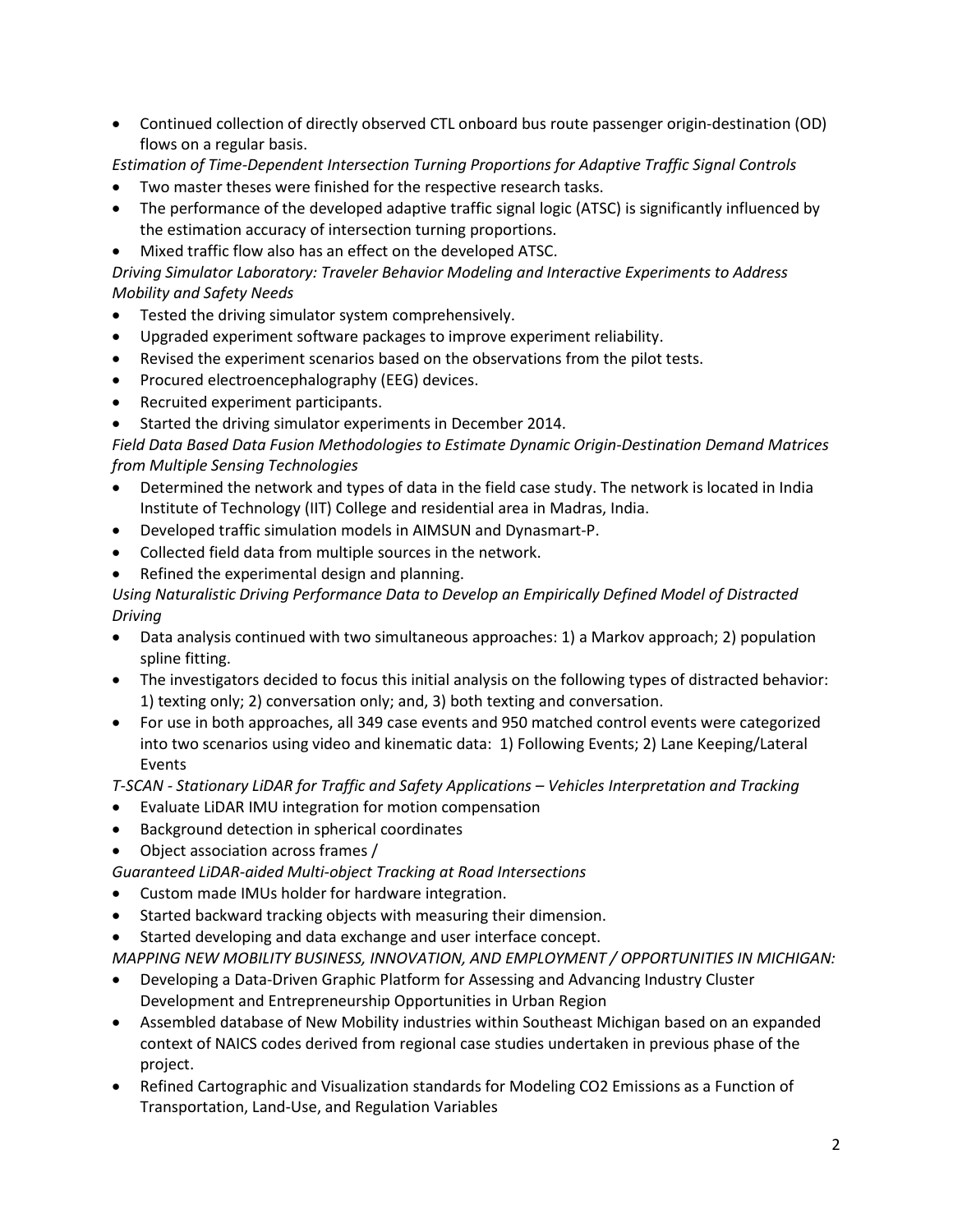- Continued collection of directly observed CTL onboard bus route passenger origin-destination (OD) flows on a regular basis.

*Estimation of Time-Dependent Intersection Turning Proportions for Adaptive Traffic Signal Controls*

- Two master theses were finished for the respective research tasks.
- The performance of the developed adaptive traffic signal logic (ATSC) is significantly influenced by the estimation accuracy of intersection turning proportions.
- Mixed traffic flow also has an effect on the developed ATSC.

*Driving Simulator Laboratory: Traveler Behavior Modeling and Interactive Experiments to Address Mobility and Safety Needs*

- Tested the driving simulator system comprehensively.
- Upgraded experiment software packages to improve experiment reliability.
- Revised the experiment scenarios based on the observations from the pilot tests.
- Procured electroencephalography (EEG) devices.
- Recruited experiment participants.
- Started the driving simulator experiments in December 2014.

*Field Data Based Data Fusion Methodologies to Estimate Dynamic Origin-Destination Demand Matrices from Multiple Sensing Technologies*

- Determined the network and types of data in the field case study. The network is located in India Institute of Technology (IIT) College and residential area in Madras, India.
- Developed traffic simulation models in AIMSUN and Dynasmart-P.
- Collected field data from multiple sources in the network.
- Refined the experimental design and planning.

*Using Naturalistic Driving Performance Data to Develop an Empirically Defined Model of Distracted Driving*

- Data analysis continued with two simultaneous approaches: 1) a Markov approach; 2) population spline fitting.
- The investigators decided to focus this initial analysis on the following types of distracted behavior: 1) texting only; 2) conversation only; and, 3) both texting and conversation.
- For use in both approaches, all 349 case events and 950 matched control events were categorized into two scenarios using video and kinematic data: 1) Following Events; 2) Lane Keeping/Lateral Events

*T-SCAN - Stationary LiDAR for Traffic and Safety Applications – Vehicles Interpretation and Tracking*

- Evaluate LiDAR IMU integration for motion compensation
- Background detection in spherical coordinates
- Object association across frames /

*Guaranteed LiDAR-aided Multi-object Tracking at Road Intersections*

- Custom made IMUs holder for hardware integration.
- Started backward tracking objects with measuring their dimension.
- Started developing and data exchange and user interface concept.

*MAPPING NEW MOBILITY BUSINESS, INNOVATION, AND EMPLOYMENT / OPPORTUNITIES IN MICHIGAN:*

- Developing a Data-Driven Graphic Platform for Assessing and Advancing Industry Cluster Development and Entrepreneurship Opportunities in Urban Region
- Assembled database of New Mobility industries within Southeast Michigan based on an expanded context of NAICS codes derived from regional case studies undertaken in previous phase of the project.
- Refined Cartographic and Visualization standards for Modeling $CO_2$ Emissions as a Function of Transportation, Land-Use, and Regulation Variables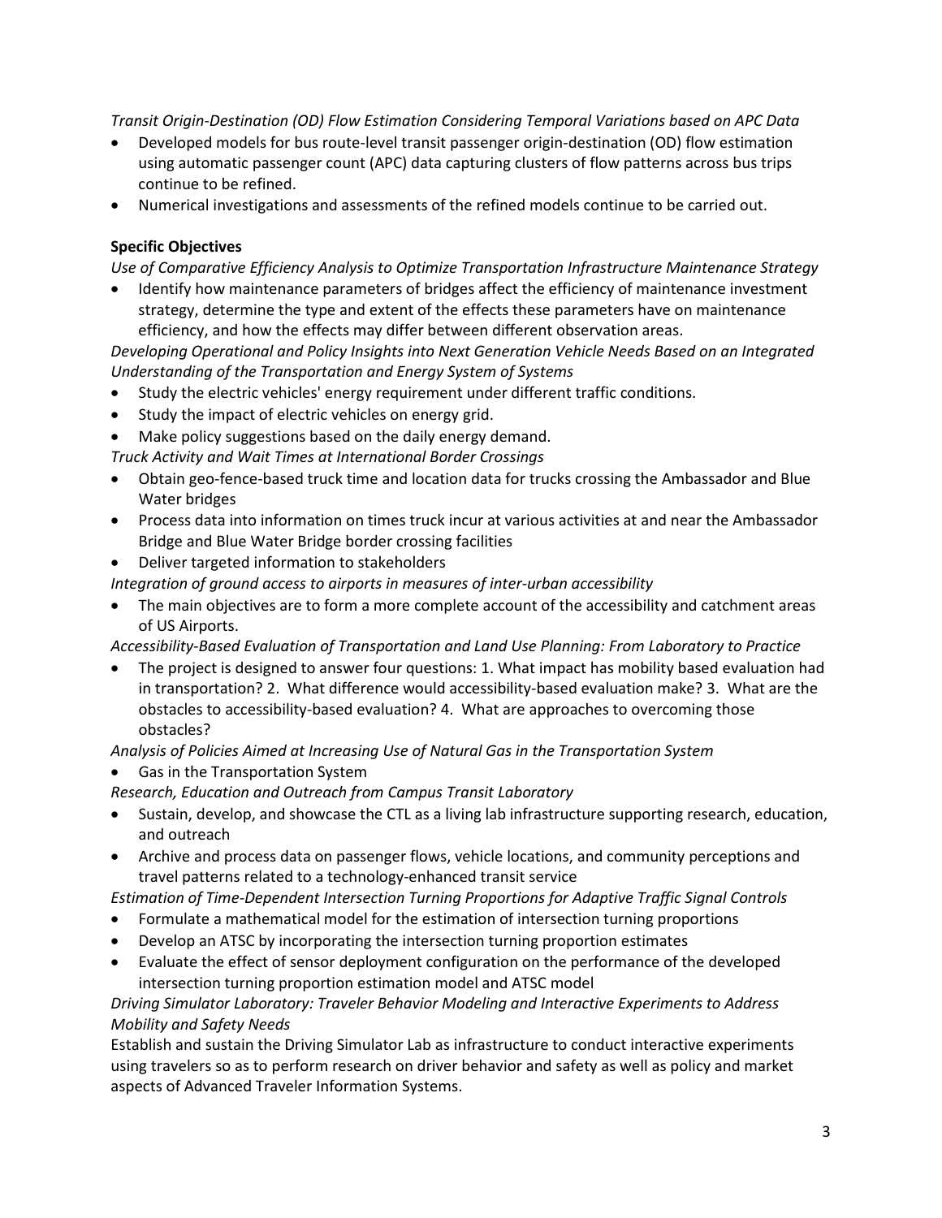*Transit Origin-Destination (OD) Flow Estimation Considering Temporal Variations based on APC Data*

- Developed models for bus route-level transit passenger origin-destination (OD) flow estimation using automatic passenger count (APC) data capturing clusters of flow patterns across bus trips continue to be refined.
- Numerical investigations and assessments of the refined models continue to be carried out.

**Specific Objectives**

*Use of Comparative Efficiency Analysis to Optimize Transportation Infrastructure Maintenance Strategy*

- Identify how maintenance parameters of bridges affect the efficiency of maintenance investment strategy, determine the type and extent of the effects these parameters have on maintenance efficiency, and how the effects may differ between different observation areas.

*Developing Operational and Policy Insights into Next Generation Vehicle Needs Based on an Integrated Understanding of the Transportation and Energy System of Systems*

- Study the electric vehicles' energy requirement under different traffic conditions.
- Study the impact of electric vehicles on energy grid.
- Make policy suggestions based on the daily energy demand.

*Truck Activity and Wait Times at International Border Crossings*

- Obtain geo-fence-based truck time and location data for trucks crossing the Ambassador and Blue Water bridges
- Process data into information on times truck incur at various activities at and near the Ambassador Bridge and Blue Water Bridge border crossing facilities
- Deliver targeted information to stakeholders

*Integration of ground access to airports in measures of inter-urban accessibility*

- The main objectives are to form a more complete account of the accessibility and catchment areas of US Airports.

*Accessibility-Based Evaluation of Transportation and Land Use Planning: From Laboratory to Practice*

- The project is designed to answer four questions: 1. What impact has mobility based evaluation had in transportation? 2. What difference would accessibility-based evaluation make? 3. What are the obstacles to accessibility-based evaluation? 4. What are approaches to overcoming those obstacles?

*Analysis of Policies Aimed at Increasing Use of Natural Gas in the Transportation System*

- Gas in the Transportation System

*Research, Education and Outreach from Campus Transit Laboratory*

- Sustain, develop, and showcase the CTL as a living lab infrastructure supporting research, education, and outreach
- Archive and process data on passenger flows, vehicle locations, and community perceptions and travel patterns related to a technology-enhanced transit service

*Estimation of Time-Dependent Intersection Turning Proportions for Adaptive Traffic Signal Controls*

- Formulate a mathematical model for the estimation of intersection turning proportions
- Develop an ATSC by incorporating the intersection turning proportion estimates
- Evaluate the effect of sensor deployment configuration on the performance of the developed intersection turning proportion estimation model and ATSC model

*Driving Simulator Laboratory: Traveler Behavior Modeling and Interactive Experiments to Address Mobility and Safety Needs*

Establish and sustain the Driving Simulator Lab as infrastructure to conduct interactive experiments using travelers so as to perform research on driver behavior and safety as well as policy and market aspects of Advanced Traveler Information Systems.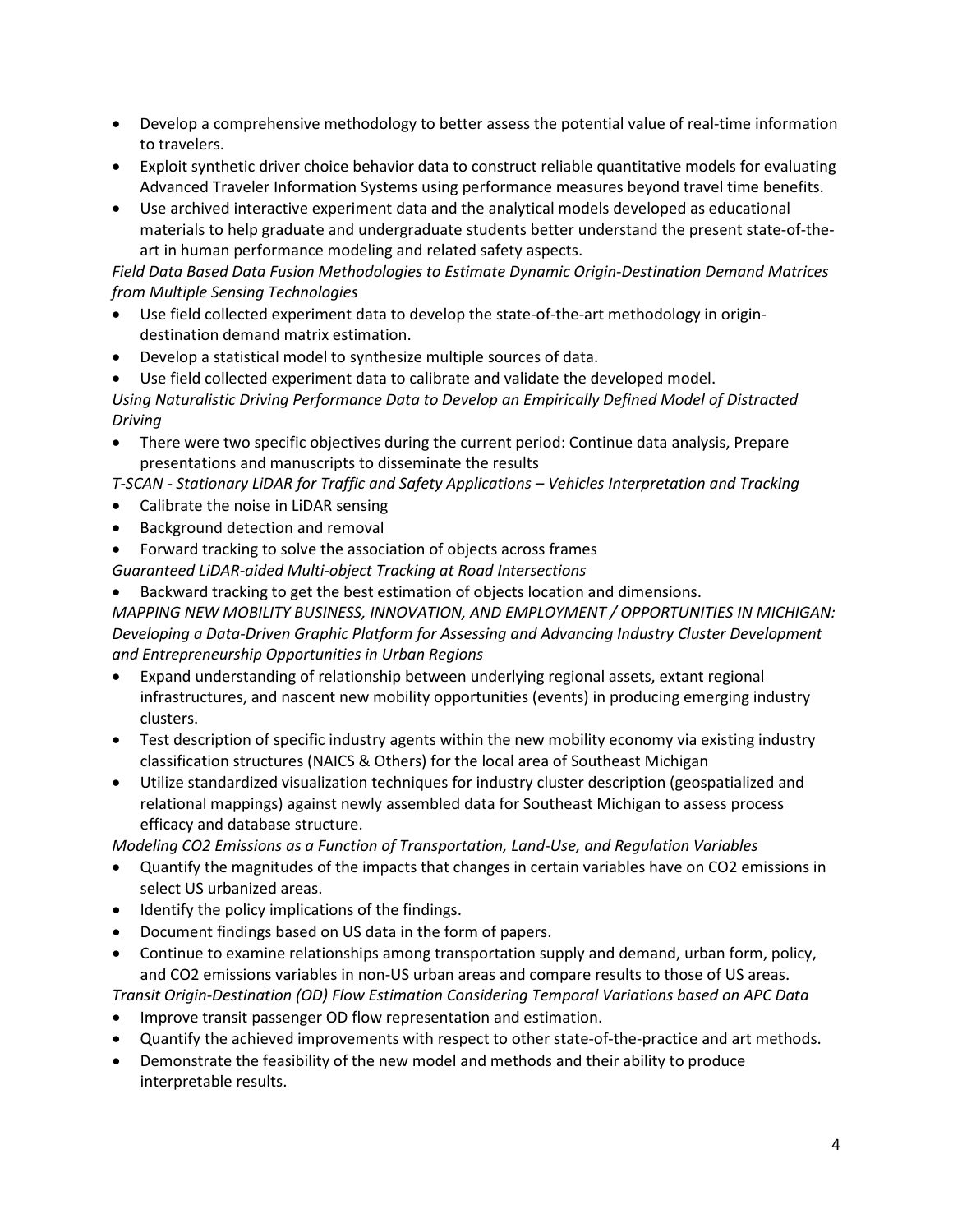- Develop a comprehensive methodology to better assess the potential value of real-time information to travelers.
- Exploit synthetic driver choice behavior data to construct reliable quantitative models for evaluating Advanced Traveler Information Systems using performance measures beyond travel time benefits.
- Use archived interactive experiment data and the analytical models developed as educational materials to help graduate and undergraduate students better understand the present state-of-the-art in human performance modeling and related safety aspects.

*Field Data Based Data Fusion Methodologies to Estimate Dynamic Origin-Destination Demand Matrices from Multiple Sensing Technologies*

- Use field collected experiment data to develop the state-of-the-art methodology in origin-destination demand matrix estimation.
- Develop a statistical model to synthesize multiple sources of data.
- Use field collected experiment data to calibrate and validate the developed model.

*Using Naturalistic Driving Performance Data to Develop an Empirically Defined Model of Distracted Driving*

- There were two specific objectives during the current period: Continue data analysis, Prepare presentations and manuscripts to disseminate the results

*T-SCAN - Stationary LiDAR for Traffic and Safety Applications – Vehicles Interpretation and Tracking*

- Calibrate the noise in LiDAR sensing
- Background detection and removal
- Forward tracking to solve the association of objects across frames

*Guaranteed LiDAR-aided Multi-object Tracking at Road Intersections*

- Backward tracking to get the best estimation of objects location and dimensions.

*MAPPING NEW MOBILITY BUSINESS, INNOVATION, AND EMPLOYMENT / OPPORTUNITIES IN MICHIGAN: Developing a Data-Driven Graphic Platform for Assessing and Advancing Industry Cluster Development and Entrepreneurship Opportunities in Urban Regions*

- Expand understanding of relationship between underlying regional assets, extant regional infrastructures, and nascent new mobility opportunities (events) in producing emerging industry clusters.
- Test description of specific industry agents within the new mobility economy via existing industry classification structures (NAICS & Others) for the local area of Southeast Michigan
- Utilize standardized visualization techniques for industry cluster description (geospatialized and relational mappings) against newly assembled data for Southeast Michigan to assess process efficacy and database structure.

*Modeling CO2 Emissions as a Function of Transportation, Land-Use, and Regulation Variables*

- Quantify the magnitudes of the impacts that changes in certain variables have on CO2 emissions in select US urbanized areas.
- Identify the policy implications of the findings.
- Document findings based on US data in the form of papers.
- Continue to examine relationships among transportation supply and demand, urban form, policy, and CO2 emissions variables in non-US urban areas and compare results to those of US areas.

*Transit Origin-Destination (OD) Flow Estimation Considering Temporal Variations based on APC Data*

- Improve transit passenger OD flow representation and estimation.
- Quantify the achieved improvements with respect to other state-of-the-practice and art methods.
- Demonstrate the feasibility of the new model and methods and their ability to produce interpretable results.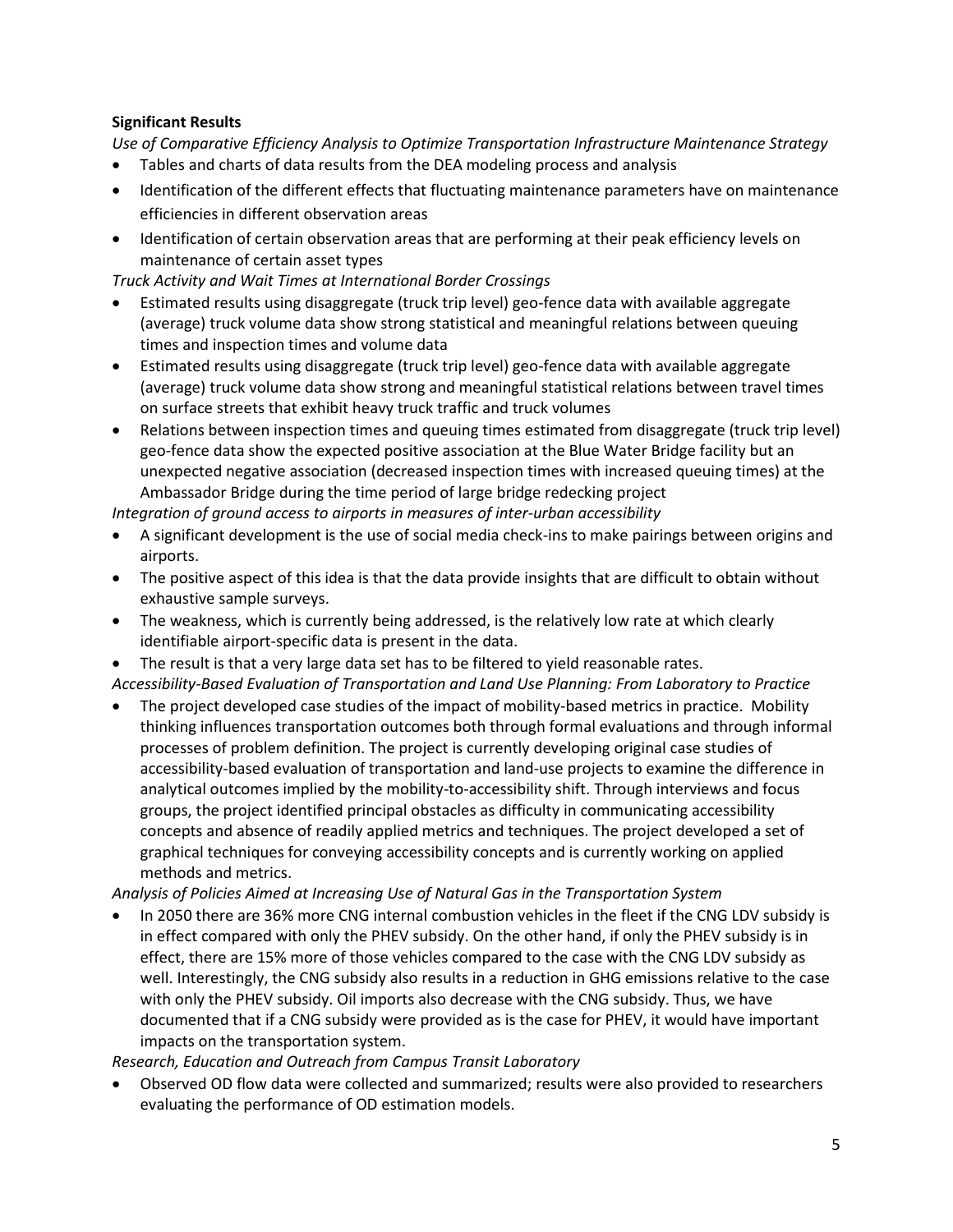**Significant Results**

*Use of Comparative Efficiency Analysis to Optimize Transportation Infrastructure Maintenance Strategy*

- Tables and charts of data results from the DEA modeling process and analysis
- Identification of the different effects that fluctuating maintenance parameters have on maintenance efficiencies in different observation areas
- Identification of certain observation areas that are performing at their peak efficiency levels on maintenance of certain asset types

*Truck Activity and Wait Times at International Border Crossings*

- Estimated results using disaggregate (truck trip level) geo-fence data with available aggregate (average) truck volume data show strong statistical and meaningful relations between queuing times and inspection times and volume data
- Estimated results using disaggregate (truck trip level) geo-fence data with available aggregate (average) truck volume data show strong and meaningful statistical relations between travel times on surface streets that exhibit heavy truck traffic and truck volumes
- Relations between inspection times and queuing times estimated from disaggregate (truck trip level) geo-fence data show the expected positive association at the Blue Water Bridge facility but an unexpected negative association (decreased inspection times with increased queuing times) at the Ambassador Bridge during the time period of large bridge redecking project

*Integration of ground access to airports in measures of inter-urban accessibility*

- A significant development is the use of social media check-ins to make pairings between origins and airports.
- The positive aspect of this idea is that the data provide insights that are difficult to obtain without exhaustive sample surveys.
- The weakness, which is currently being addressed, is the relatively low rate at which clearly identifiable airport-specific data is present in the data.
- The result is that a very large data set has to be filtered to yield reasonable rates.

*Accessibility-Based Evaluation of Transportation and Land Use Planning: From Laboratory to Practice*

- The project developed case studies of the impact of mobility-based metrics in practice. Mobility thinking influences transportation outcomes both through formal evaluations and through informal processes of problem definition. The project is currently developing original case studies of accessibility-based evaluation of transportation and land-use projects to examine the difference in analytical outcomes implied by the mobility-to-accessibility shift. Through interviews and focus groups, the project identified principal obstacles as difficulty in communicating accessibility concepts and absence of readily applied metrics and techniques. The project developed a set of graphical techniques for conveying accessibility concepts and is currently working on applied methods and metrics.

*Analysis of Policies Aimed at Increasing Use of Natural Gas in the Transportation System*

- In 2050 there are 36% more CNG internal combustion vehicles in the fleet if the CNG LDV subsidy is in effect compared with only the PHEV subsidy. On the other hand, if only the PHEV subsidy is in effect, there are 15% more of those vehicles compared to the case with the CNG LDV subsidy as well. Interestingly, the CNG subsidy also results in a reduction in GHG emissions relative to the case with only the PHEV subsidy. Oil imports also decrease with the CNG subsidy. Thus, we have documented that if a CNG subsidy were provided as is the case for PHEV, it would have important impacts on the transportation system.

*Research, Education and Outreach from Campus Transit Laboratory*

- Observed OD flow data were collected and summarized; results were also provided to researchers evaluating the performance of OD estimation models.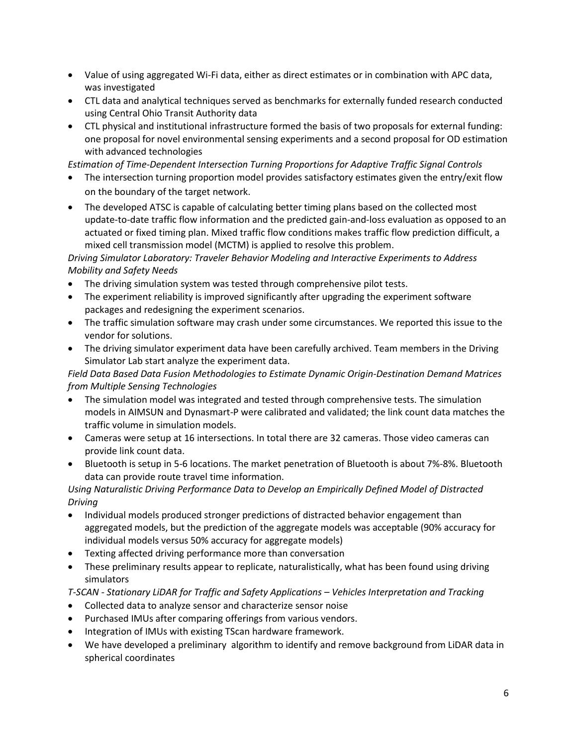- Value of using aggregated Wi-Fi data, either as direct estimates or in combination with APC data, was investigated
- CTL data and analytical techniques served as benchmarks for externally funded research conducted using Central Ohio Transit Authority data
- CTL physical and institutional infrastructure formed the basis of two proposals for external funding: one proposal for novel environmental sensing experiments and a second proposal for OD estimation with advanced technologies

*Estimation of Time-Dependent Intersection Turning Proportions for Adaptive Traffic Signal Controls*

- The intersection turning proportion model provides satisfactory estimates given the entry/exit flow on the boundary of the target network.
- The developed ATSC is capable of calculating better timing plans based on the collected most update-to-date traffic flow information and the predicted gain-and-loss evaluation as opposed to an actuated or fixed timing plan. Mixed traffic flow conditions makes traffic flow prediction difficult, a mixed cell transmission model (MCTM) is applied to resolve this problem.

*Driving Simulator Laboratory: Traveler Behavior Modeling and Interactive Experiments to Address Mobility and Safety Needs*

- The driving simulation system was tested through comprehensive pilot tests.
- The experiment reliability is improved significantly after upgrading the experiment software packages and redesigning the experiment scenarios.
- The traffic simulation software may crash under some circumstances. We reported this issue to the vendor for solutions.
- The driving simulator experiment data have been carefully archived. Team members in the Driving Simulator Lab start analyze the experiment data.

*Field Data Based Data Fusion Methodologies to Estimate Dynamic Origin-Destination Demand Matrices from Multiple Sensing Technologies*

- The simulation model was integrated and tested through comprehensive tests. The simulation models in AIMSUN and Dynasmart-P were calibrated and validated; the link count data matches the traffic volume in simulation models.
- Cameras were setup at 16 intersections. In total there are 32 cameras. Those video cameras can provide link count data.
- Bluetooth is setup in 5-6 locations. The market penetration of Bluetooth is about 7%-8%. Bluetooth data can provide route travel time information.

*Using Naturalistic Driving Performance Data to Develop an Empirically Defined Model of Distracted Driving*

- Individual models produced stronger predictions of distracted behavior engagement than aggregated models, but the prediction of the aggregate models was acceptable (90% accuracy for individual models versus 50% accuracy for aggregate models)
- Texting affected driving performance more than conversation
- These preliminary results appear to replicate, naturalistically, what has been found using driving simulators

*T-SCAN - Stationary LiDAR for Traffic and Safety Applications – Vehicles Interpretation and Tracking*

- Collected data to analyze sensor and characterize sensor noise
- Purchased IMUs after comparing offerings from various vendors.
- Integration of IMUs with existing TScan hardware framework.
- We have developed a preliminary algorithm to identify and remove background from LiDAR data in spherical coordinates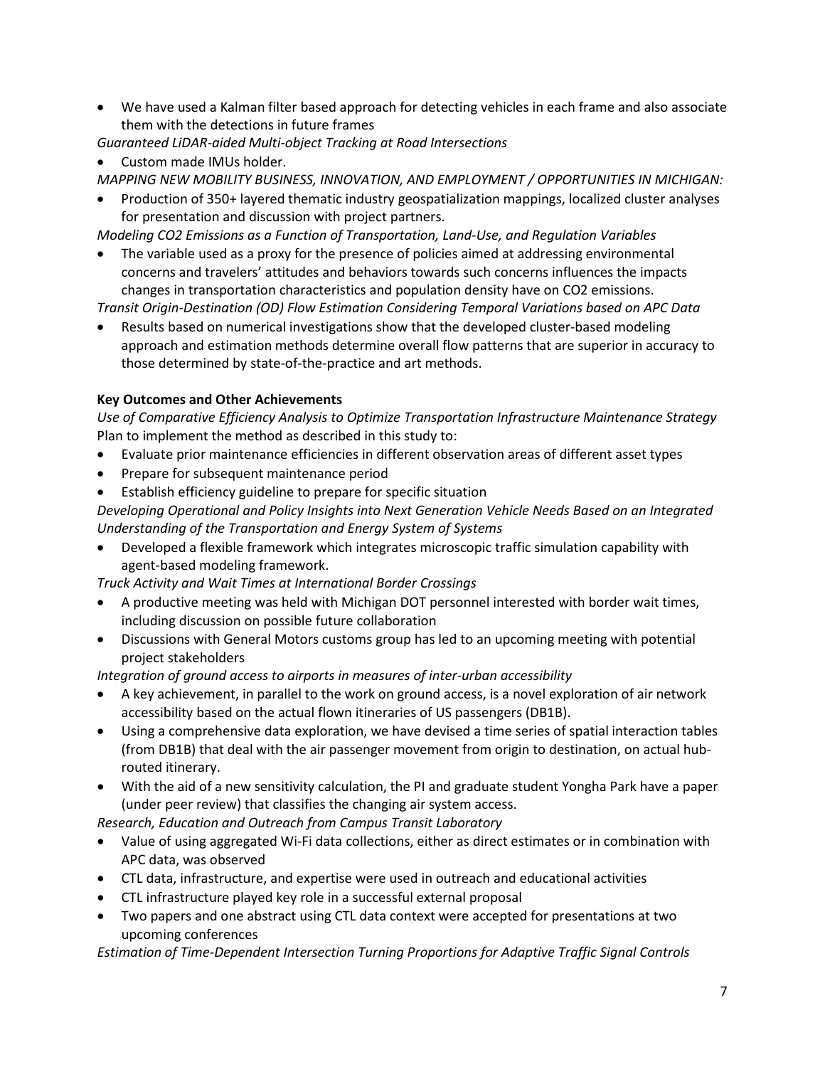- We have used a Kalman filter based approach for detecting vehicles in each frame and also associate them with the detections in future frames

*Guaranteed LiDAR-aided Multi-object Tracking at Road Intersections*

- Custom made IMUs holder.

*MAPPING NEW MOBILITY BUSINESS, INNOVATION, AND EMPLOYMENT / OPPORTUNITIES IN MICHIGAN:*

- Production of 350+ layered thematic industry geospatialization mappings, localized cluster analyses for presentation and discussion with project partners.

*Modeling CO2 Emissions as a Function of Transportation, Land-Use, and Regulation Variables*

- The variable used as a proxy for the presence of policies aimed at addressing environmental concerns and travelers' attitudes and behaviors towards such concerns influences the impacts changes in transportation characteristics and population density have on CO2 emissions.

*Transit Origin-Destination (OD) Flow Estimation Considering Temporal Variations based on APC Data*

- Results based on numerical investigations show that the developed cluster-based modeling approach and estimation methods determine overall flow patterns that are superior in accuracy to those determined by state-of-the-practice and art methods.

**Key Outcomes and Other Achievements**

*Use of Comparative Efficiency Analysis to Optimize Transportation Infrastructure Maintenance Strategy*

Plan to implement the method as described in this study to:

- Evaluate prior maintenance efficiencies in different observation areas of different asset types
- Prepare for subsequent maintenance period
- Establish efficiency guideline to prepare for specific situation

*Developing Operational and Policy Insights into Next Generation Vehicle Needs Based on an Integrated Understanding of the Transportation and Energy System of Systems*

- Developed a flexible framework which integrates microscopic traffic simulation capability with agent-based modeling framework.

*Truck Activity and Wait Times at International Border Crossings*

- A productive meeting was held with Michigan DOT personnel interested with border wait times, including discussion on possible future collaboration
- Discussions with General Motors customs group has led to an upcoming meeting with potential project stakeholders

*Integration of ground access to airports in measures of inter-urban accessibility*

- A key achievement, in parallel to the work on ground access, is a novel exploration of air network accessibility based on the actual flown itineraries of US passengers (DB1B).
- Using a comprehensive data exploration, we have devised a time series of spatial interaction tables (from DB1B) that deal with the air passenger movement from origin to destination, on actual hub-routed itinerary.
- With the aid of a new sensitivity calculation, the PI and graduate student Yongha Park have a paper (under peer review) that classifies the changing air system access.

*Research, Education and Outreach from Campus Transit Laboratory*

- Value of using aggregated Wi-Fi data collections, either as direct estimates or in combination with APC data, was observed
- CTL data, infrastructure, and expertise were used in outreach and educational activities
- CTL infrastructure played key role in a successful external proposal
- Two papers and one abstract using CTL data context were accepted for presentations at two upcoming conferences

*Estimation of Time-Dependent Intersection Turning Proportions for Adaptive Traffic Signal Controls*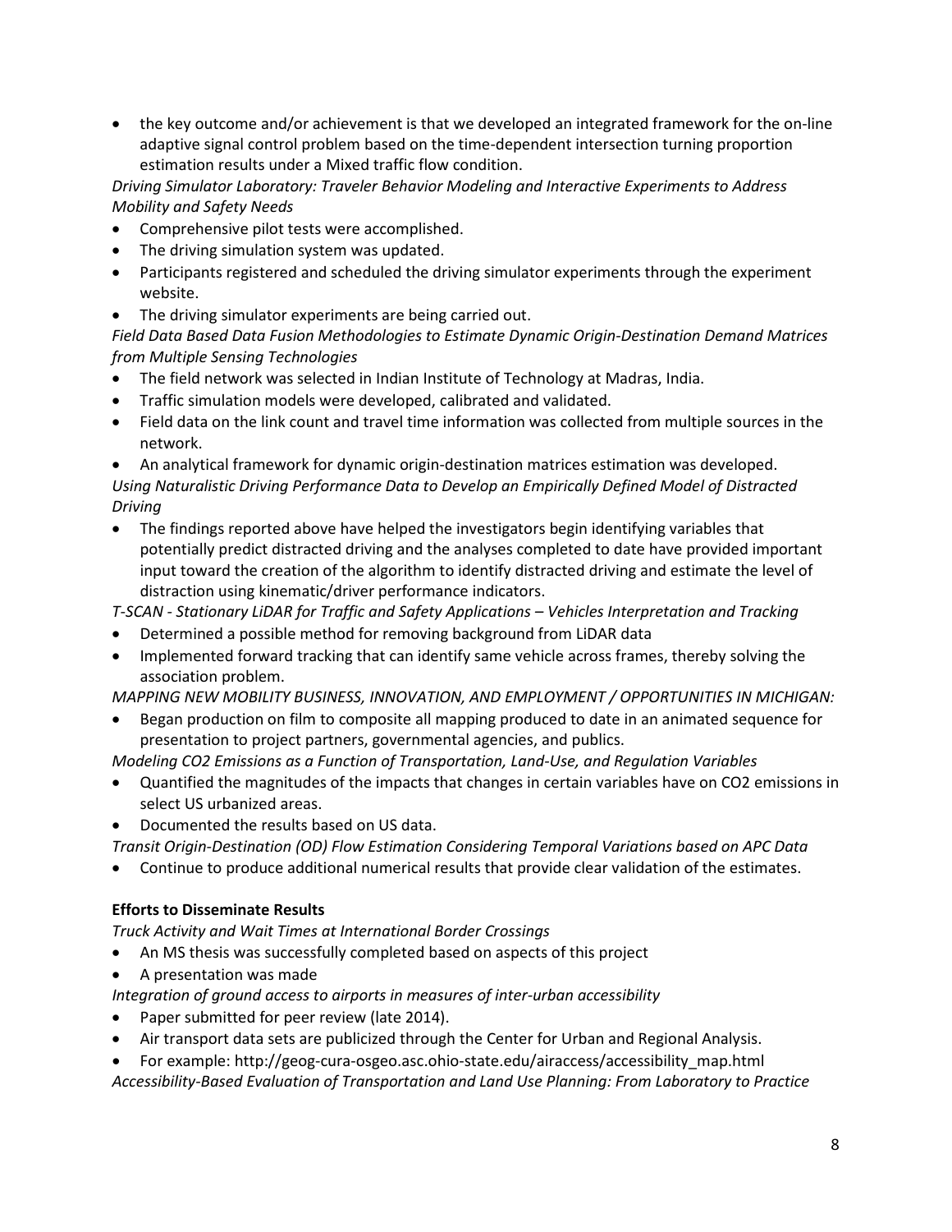- the key outcome and/or achievement is that we developed an integrated framework for the on-line adaptive signal control problem based on the time-dependent intersection turning proportion estimation results under a Mixed traffic flow condition.

*Driving Simulator Laboratory: Traveler Behavior Modeling and Interactive Experiments to Address Mobility and Safety Needs*

- Comprehensive pilot tests were accomplished.
- The driving simulation system was updated.
- Participants registered and scheduled the driving simulator experiments through the experiment website.
- The driving simulator experiments are being carried out.

*Field Data Based Data Fusion Methodologies to Estimate Dynamic Origin-Destination Demand Matrices from Multiple Sensing Technologies*

- The field network was selected in Indian Institute of Technology at Madras, India.
- Traffic simulation models were developed, calibrated and validated.
- Field data on the link count and travel time information was collected from multiple sources in the network.
- An analytical framework for dynamic origin-destination matrices estimation was developed.

*Using Naturalistic Driving Performance Data to Develop an Empirically Defined Model of Distracted Driving*

- The findings reported above have helped the investigators begin identifying variables that potentially predict distracted driving and the analyses completed to date have provided important input toward the creation of the algorithm to identify distracted driving and estimate the level of distraction using kinematic/driver performance indicators.

*T-SCAN - Stationary LiDAR for Traffic and Safety Applications – Vehicles Interpretation and Tracking*

- Determined a possible method for removing background from LiDAR data
- Implemented forward tracking that can identify same vehicle across frames, thereby solving the association problem.

*MAPPING NEW MOBILITY BUSINESS, INNOVATION, AND EMPLOYMENT / OPPORTUNITIES IN MICHIGAN:*

- Began production on film to composite all mapping produced to date in an animated sequence for presentation to project partners, governmental agencies, and publics.

*Modeling CO2 Emissions as a Function of Transportation, Land-Use, and Regulation Variables*

- Quantified the magnitudes of the impacts that changes in certain variables have on CO2 emissions in select US urbanized areas.
- Documented the results based on US data.

*Transit Origin-Destination (OD) Flow Estimation Considering Temporal Variations based on APC Data*

- Continue to produce additional numerical results that provide clear validation of the estimates.

**Efforts to Disseminate Results**

*Truck Activity and Wait Times at International Border Crossings*

- An MS thesis was successfully completed based on aspects of this project
- A presentation was made

*Integration of ground access to airports in measures of inter-urban accessibility*

- Paper submitted for peer review (late 2014).
- Air transport data sets are publicized through the Center for Urban and Regional Analysis.
- For example: http://geog-cura-osgeo.asc.ohio-state.edu/airaccess/accessibility_map.html

*Accessibility-Based Evaluation of Transportation and Land Use Planning: From Laboratory to Practice*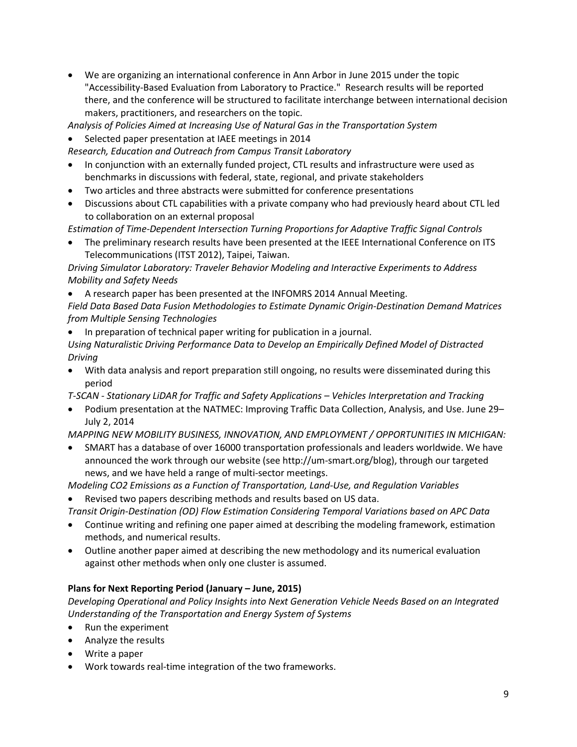- We are organizing an international conference in Ann Arbor in June 2015 under the topic "Accessibility-Based Evaluation from Laboratory to Practice." Research results will be reported there, and the conference will be structured to facilitate interchange between international decision makers, practitioners, and researchers on the topic.

*Analysis of Policies Aimed at Increasing Use of Natural Gas in the Transportation System*

- Selected paper presentation at IAEE meetings in 2014

*Research, Education and Outreach from Campus Transit Laboratory*

- In conjunction with an externally funded project, CTL results and infrastructure were used as benchmarks in discussions with federal, state, regional, and private stakeholders
- Two articles and three abstracts were submitted for conference presentations
- Discussions about CTL capabilities with a private company who had previously heard about CTL led to collaboration on an external proposal

*Estimation of Time-Dependent Intersection Turning Proportions for Adaptive Traffic Signal Controls*

- The preliminary research results have been presented at the IEEE International Conference on ITS Telecommunications (ITST 2012), Taipei, Taiwan.

*Driving Simulator Laboratory: Traveler Behavior Modeling and Interactive Experiments to Address Mobility and Safety Needs*

- A research paper has been presented at the INFOMRS 2014 Annual Meeting.

*Field Data Based Data Fusion Methodologies to Estimate Dynamic Origin-Destination Demand Matrices from Multiple Sensing Technologies*

- In preparation of technical paper writing for publication in a journal.

*Using Naturalistic Driving Performance Data to Develop an Empirically Defined Model of Distracted Driving*

- With data analysis and report preparation still ongoing, no results were disseminated during this period

*T-SCAN - Stationary LiDAR for Traffic and Safety Applications – Vehicles Interpretation and Tracking*

- Podium presentation at the NATMEC: Improving Traffic Data Collection, Analysis, and Use. June 29–July 2, 2014

*MAPPING NEW MOBILITY BUSINESS, INNOVATION, AND EMPLOYMENT / OPPORTUNITIES IN MICHIGAN:*

- SMART has a database of over 16000 transportation professionals and leaders worldwide. We have announced the work through our website (see http://um-smart.org/blog), through our targeted news, and we have held a range of multi-sector meetings.

*Modeling CO2 Emissions as a Function of Transportation, Land-Use, and Regulation Variables*

- Revised two papers describing methods and results based on US data.

*Transit Origin-Destination (OD) Flow Estimation Considering Temporal Variations based on APC Data*

- Continue writing and refining one paper aimed at describing the modeling framework, estimation methods, and numerical results.
- Outline another paper aimed at describing the new methodology and its numerical evaluation against other methods when only one cluster is assumed.

**Plans for Next Reporting Period (January – June, 2015)**

*Developing Operational and Policy Insights into Next Generation Vehicle Needs Based on an Integrated Understanding of the Transportation and Energy System of Systems*

- Run the experiment
- Analyze the results
- Write a paper
- Work towards real-time integration of the two frameworks.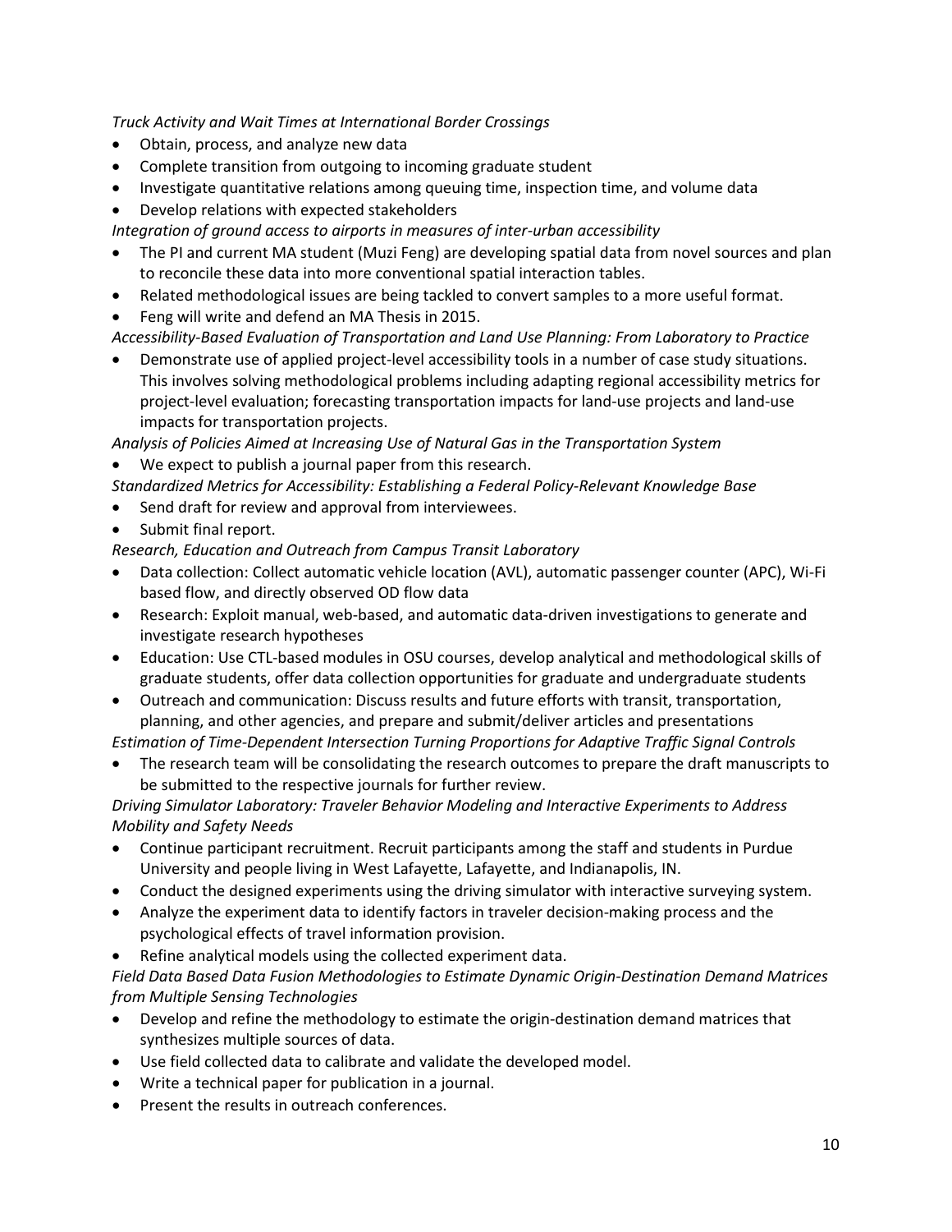*Truck Activity and Wait Times at International Border Crossings*

- Obtain, process, and analyze new data
- Complete transition from outgoing to incoming graduate student
- Investigate quantitative relations among queuing time, inspection time, and volume data
- Develop relations with expected stakeholders

*Integration of ground access to airports in measures of inter-urban accessibility*

- The PI and current MA student (Muzi Feng) are developing spatial data from novel sources and plan to reconcile these data into more conventional spatial interaction tables.
- Related methodological issues are being tackled to convert samples to a more useful format.
- Feng will write and defend an MA Thesis in 2015.

*Accessibility-Based Evaluation of Transportation and Land Use Planning: From Laboratory to Practice*

- Demonstrate use of applied project-level accessibility tools in a number of case study situations. This involves solving methodological problems including adapting regional accessibility metrics for project-level evaluation; forecasting transportation impacts for land-use projects and land-use impacts for transportation projects.

*Analysis of Policies Aimed at Increasing Use of Natural Gas in the Transportation System*

- We expect to publish a journal paper from this research.

*Standardized Metrics for Accessibility: Establishing a Federal Policy-Relevant Knowledge Base*

- Send draft for review and approval from interviewees.
- Submit final report.

*Research, Education and Outreach from Campus Transit Laboratory*

- Data collection: Collect automatic vehicle location (AVL), automatic passenger counter (APC), Wi-Fi based flow, and directly observed OD flow data
- Research: Exploit manual, web-based, and automatic data-driven investigations to generate and investigate research hypotheses
- Education: Use CTL-based modules in OSU courses, develop analytical and methodological skills of graduate students, offer data collection opportunities for graduate and undergraduate students
- Outreach and communication: Discuss results and future efforts with transit, transportation, planning, and other agencies, and prepare and submit/deliver articles and presentations

*Estimation of Time-Dependent Intersection Turning Proportions for Adaptive Traffic Signal Controls*

- The research team will be consolidating the research outcomes to prepare the draft manuscripts to be submitted to the respective journals for further review.

*Driving Simulator Laboratory: Traveler Behavior Modeling and Interactive Experiments to Address Mobility and Safety Needs*

- Continue participant recruitment. Recruit participants among the staff and students in Purdue University and people living in West Lafayette, Lafayette, and Indianapolis, IN.
- Conduct the designed experiments using the driving simulator with interactive surveying system.
- Analyze the experiment data to identify factors in traveler decision-making process and the psychological effects of travel information provision.
- Refine analytical models using the collected experiment data.

*Field Data Based Data Fusion Methodologies to Estimate Dynamic Origin-Destination Demand Matrices from Multiple Sensing Technologies*

- Develop and refine the methodology to estimate the origin-destination demand matrices that synthesizes multiple sources of data.
- Use field collected data to calibrate and validate the developed model.
- Write a technical paper for publication in a journal.
- Present the results in outreach conferences.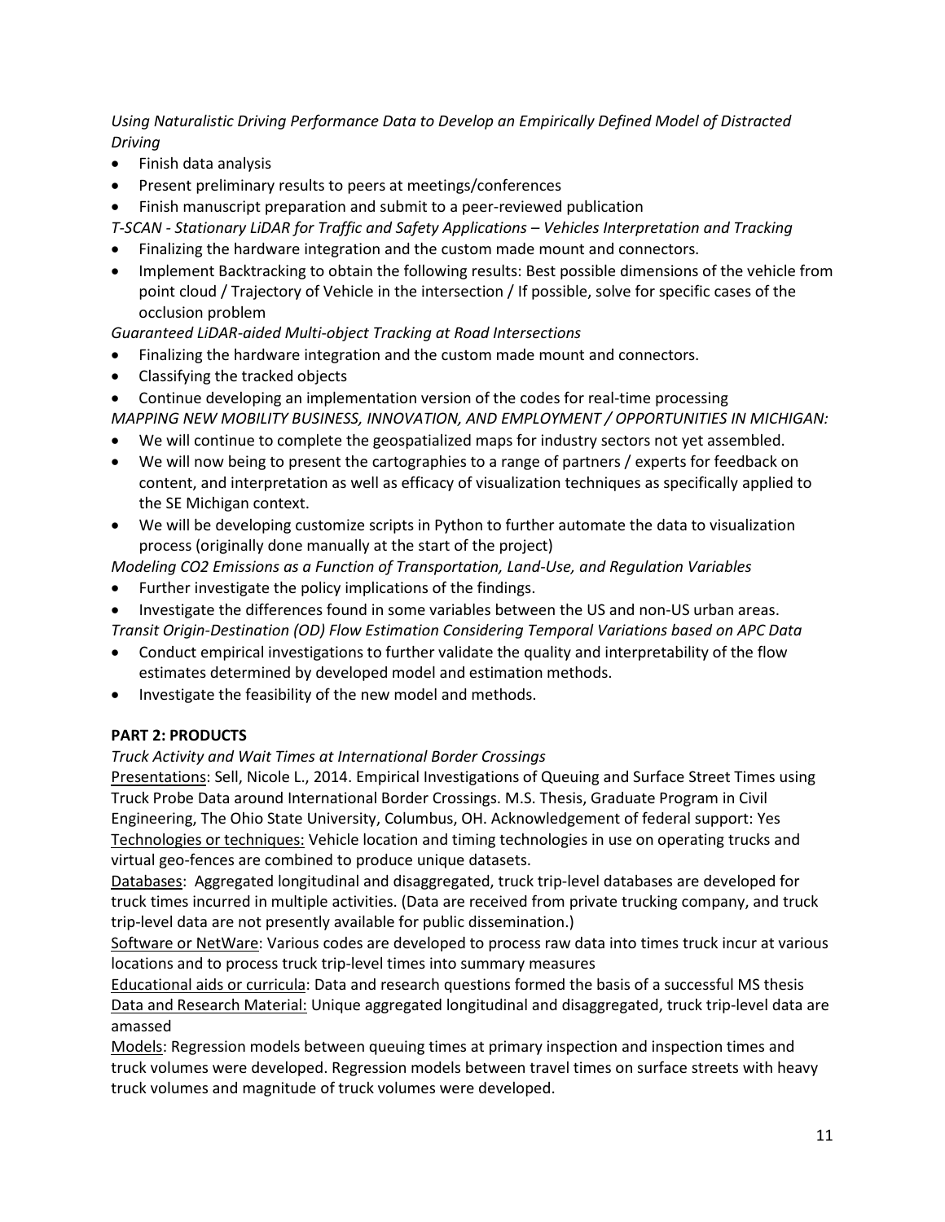*Using Naturalistic Driving Performance Data to Develop an Empirically Defined Model of Distracted Driving*

- Finish data analysis
- Present preliminary results to peers at meetings/conferences
- Finish manuscript preparation and submit to a peer-reviewed publication

*T-SCAN - Stationary LiDAR for Traffic and Safety Applications – Vehicles Interpretation and Tracking*

- Finalizing the hardware integration and the custom made mount and connectors.
- Implement Backtracking to obtain the following results: Best possible dimensions of the vehicle from point cloud / Trajectory of Vehicle in the intersection / If possible, solve for specific cases of the occlusion problem

*Guaranteed LiDAR-aided Multi-object Tracking at Road Intersections*

- Finalizing the hardware integration and the custom made mount and connectors.
- Classifying the tracked objects
- Continue developing an implementation version of the codes for real-time processing

*MAPPING NEW MOBILITY BUSINESS, INNOVATION, AND EMPLOYMENT / OPPORTUNITIES IN MICHIGAN:*

- We will continue to complete the geospatialized maps for industry sectors not yet assembled.
- We will now being to present the cartographies to a range of partners / experts for feedback on content, and interpretation as well as efficacy of visualization techniques as specifically applied to the SE Michigan context.
- We will be developing customize scripts in Python to further automate the data to visualization process (originally done manually at the start of the project)

*Modeling CO2 Emissions as a Function of Transportation, Land-Use, and Regulation Variables*

- Further investigate the policy implications of the findings.
- Investigate the differences found in some variables between the US and non-US urban areas.

*Transit Origin-Destination (OD) Flow Estimation Considering Temporal Variations based on APC Data*

- Conduct empirical investigations to further validate the quality and interpretability of the flow estimates determined by developed model and estimation methods.
- Investigate the feasibility of the new model and methods.

**PART 2: PRODUCTS**

*Truck Activity and Wait Times at International Border Crossings*

Presentations: Sell, Nicole L., 2014. Empirical Investigations of Queuing and Surface Street Times using Truck Probe Data around International Border Crossings. M.S. Thesis, Graduate Program in Civil Engineering, The Ohio State University, Columbus, OH. Acknowledgement of federal support: Yes

Technologies or techniques: Vehicle location and timing technologies in use on operating trucks and virtual geo-fences are combined to produce unique datasets.

Databases: Aggregated longitudinal and disaggregated, truck trip-level databases are developed for truck times incurred in multiple activities. (Data are received from private trucking company, and truck trip-level data are not presently available for public dissemination.)

Software or NetWare: Various codes are developed to process raw data into times truck incur at various locations and to process truck trip-level times into summary measures

Educational aids or curricula: Data and research questions formed the basis of a successful MS thesis

Data and Research Material: Unique aggregated longitudinal and disaggregated, truck trip-level data are amassed

Models: Regression models between queuing times at primary inspection and inspection times and truck volumes were developed. Regression models between travel times on surface streets with heavy truck volumes and magnitude of truck volumes were developed.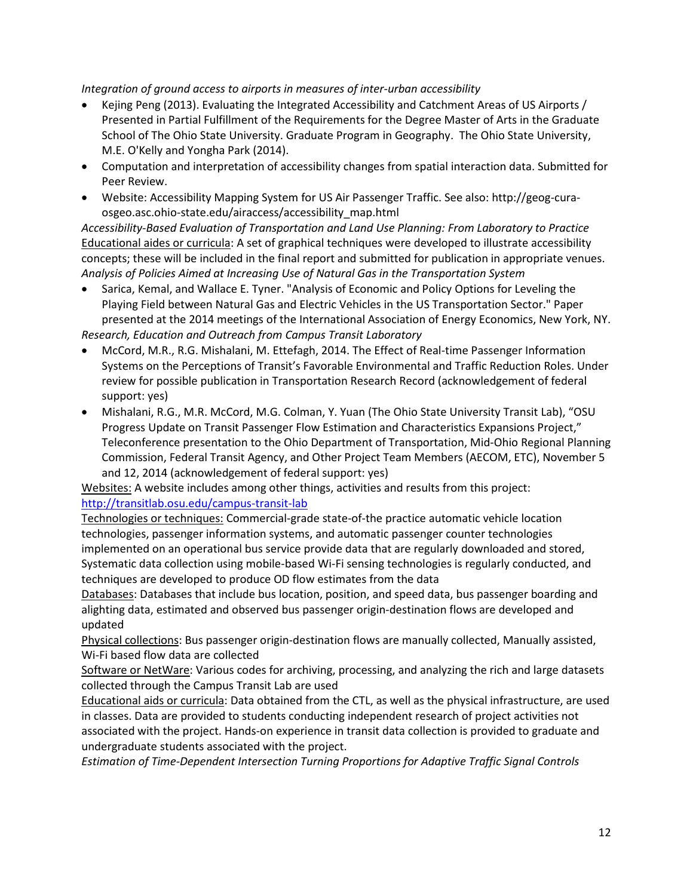*Integration of ground access to airports in measures of inter-urban accessibility*

- Kejing Peng (2013). Evaluating the Integrated Accessibility and Catchment Areas of US Airports / Presented in Partial Fulfillment of the Requirements for the Degree Master of Arts in the Graduate School of The Ohio State University. Graduate Program in Geography. The Ohio State University, M.E. O'Kelly and Yongha Park (2014).
- Computation and interpretation of accessibility changes from spatial interaction data. Submitted for Peer Review.
- Website: Accessibility Mapping System for US Air Passenger Traffic. See also: http://geog-cura-osgeo.asc.ohio-state.edu/airaccess/accessibility_map.html

*Accessibility-Based Evaluation of Transportation and Land Use Planning: From Laboratory to Practice*

Educational aides or curricula: A set of graphical techniques were developed to illustrate accessibility concepts; these will be included in the final report and submitted for publication in appropriate venues.

*Analysis of Policies Aimed at Increasing Use of Natural Gas in the Transportation System*

- Sarica, Kemal, and Wallace E. Tyner. "Analysis of Economic and Policy Options for Leveling the Playing Field between Natural Gas and Electric Vehicles in the US Transportation Sector." Paper presented at the 2014 meetings of the International Association of Energy Economics, New York, NY.

*Research, Education and Outreach from Campus Transit Laboratory*

- McCord, M.R., R.G. Mishalani, M. Ettefagh, 2014. The Effect of Real-time Passenger Information Systems on the Perceptions of Transit's Favorable Environmental and Traffic Reduction Roles. Under review for possible publication in Transportation Research Record (acknowledgement of federal support: yes)
- Mishalani, R.G., M.R. McCord, M.G. Colman, Y. Yuan (The Ohio State University Transit Lab), "OSU Progress Update on Transit Passenger Flow Estimation and Characteristics Expansions Project," Teleconference presentation to the Ohio Department of Transportation, Mid-Ohio Regional Planning Commission, Federal Transit Agency, and Other Project Team Members (AECOM, ETC), November 5 and 12, 2014 (acknowledgement of federal support: yes)

Websites: A website includes among other things, activities and results from this project: http://transitlab.osu.edu/campus-transit-lab

Technologies or techniques: Commercial-grade state-of-the practice automatic vehicle location technologies, passenger information systems, and automatic passenger counter technologies implemented on an operational bus service provide data that are regularly downloaded and stored, Systematic data collection using mobile-based Wi-Fi sensing technologies is regularly conducted, and techniques are developed to produce OD flow estimates from the data

Databases: Databases that include bus location, position, and speed data, bus passenger boarding and alighting data, estimated and observed bus passenger origin-destination flows are developed and updated

Physical collections: Bus passenger origin-destination flows are manually collected, Manually assisted, Wi-Fi based flow data are collected

Software or NetWare: Various codes for archiving, processing, and analyzing the rich and large datasets collected through the Campus Transit Lab are used

Educational aids or curricula: Data obtained from the CTL, as well as the physical infrastructure, are used in classes. Data are provided to students conducting independent research of project activities not associated with the project. Hands-on experience in transit data collection is provided to graduate and undergraduate students associated with the project.

*Estimation of Time-Dependent Intersection Turning Proportions for Adaptive Traffic Signal Controls*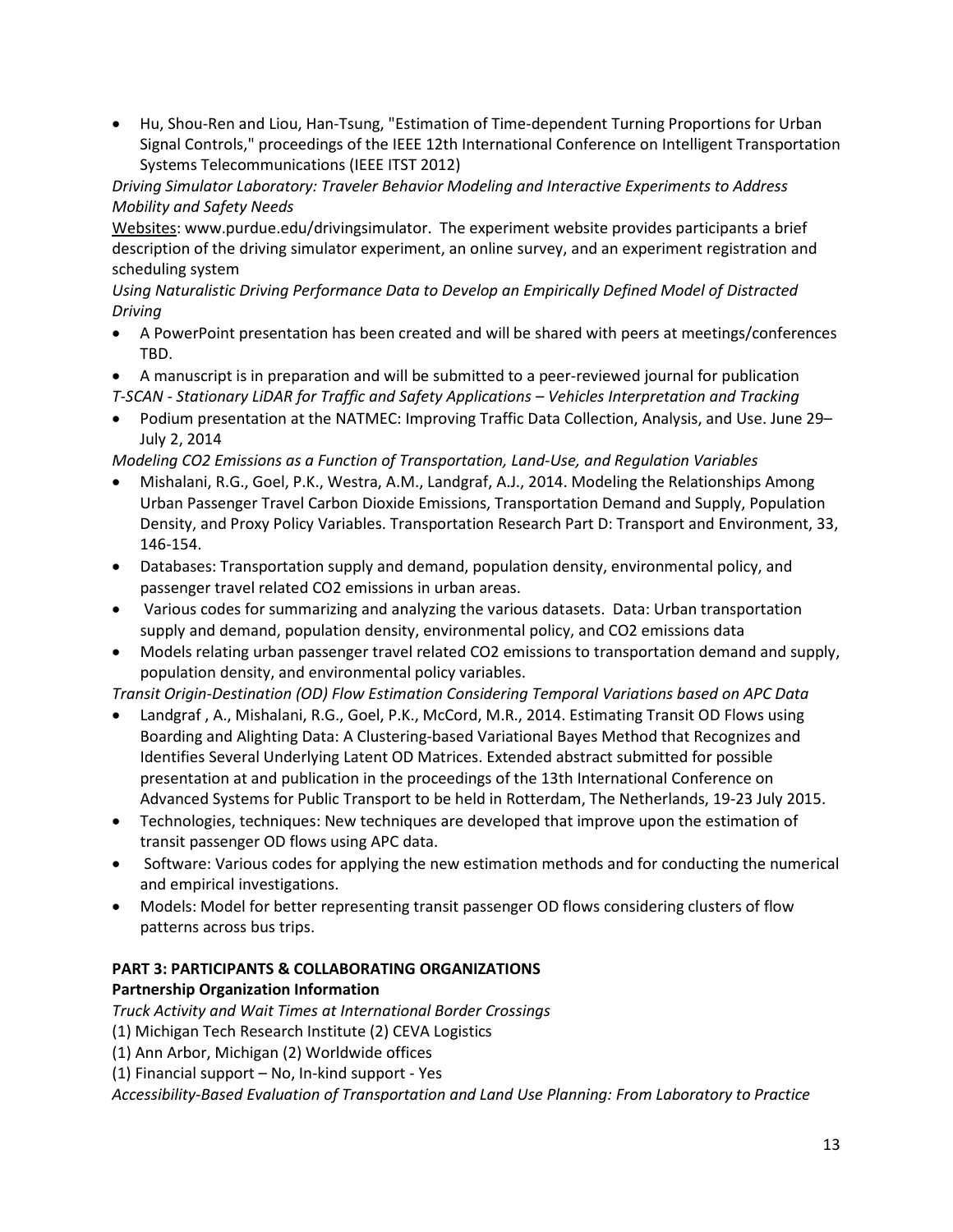- Hu, Shou-Ren and Liou, Han-Tsung, "Estimation of Time-dependent Turning Proportions for Urban Signal Controls," proceedings of the IEEE 12th International Conference on Intelligent Transportation Systems Telecommunications (IEEE ITST 2012)

*Driving Simulator Laboratory: Traveler Behavior Modeling and Interactive Experiments to Address Mobility and Safety Needs*

Websites: www.purdue.edu/drivingsimulator. The experiment website provides participants a brief description of the driving simulator experiment, an online survey, and an experiment registration and scheduling system

*Using Naturalistic Driving Performance Data to Develop an Empirically Defined Model of Distracted Driving*

- A PowerPoint presentation has been created and will be shared with peers at meetings/conferences TBD.
- A manuscript is in preparation and will be submitted to a peer-reviewed journal for publication

*T-SCAN - Stationary LiDAR for Traffic and Safety Applications – Vehicles Interpretation and Tracking*

- Podium presentation at the NATMEC: Improving Traffic Data Collection, Analysis, and Use. June 29–July 2, 2014

*Modeling CO2 Emissions as a Function of Transportation, Land-Use, and Regulation Variables*

- Mishalani, R.G., Goel, P.K., Westra, A.M., Landgraf, A.J., 2014. Modeling the Relationships Among Urban Passenger Travel Carbon Dioxide Emissions, Transportation Demand and Supply, Population Density, and Proxy Policy Variables. Transportation Research Part D: Transport and Environment, 33, 146-154.
- Databases: Transportation supply and demand, population density, environmental policy, and passenger travel related CO2 emissions in urban areas.
- Various codes for summarizing and analyzing the various datasets. Data: Urban transportation supply and demand, population density, environmental policy, and CO2 emissions data
- Models relating urban passenger travel related CO2 emissions to transportation demand and supply, population density, and environmental policy variables.

*Transit Origin-Destination (OD) Flow Estimation Considering Temporal Variations based on APC Data*

- Landgraf , A., Mishalani, R.G., Goel, P.K., McCord, M.R., 2014. Estimating Transit OD Flows using Boarding and Alighting Data: A Clustering-based Variational Bayes Method that Recognizes and Identifies Several Underlying Latent OD Matrices. Extended abstract submitted for possible presentation at and publication in the proceedings of the 13th International Conference on Advanced Systems for Public Transport to be held in Rotterdam, The Netherlands, 19-23 July 2015.
- Technologies, techniques: New techniques are developed that improve upon the estimation of transit passenger OD flows using APC data.
- Software: Various codes for applying the new estimation methods and for conducting the numerical and empirical investigations.
- Models: Model for better representing transit passenger OD flows considering clusters of flow patterns across bus trips.

**PART 3: PARTICIPANTS & COLLABORATING ORGANIZATIONS**

**Partnership Organization Information**

*Truck Activity and Wait Times at International Border Crossings*

(1) Michigan Tech Research Institute (2) CEVA Logistics

(1) Ann Arbor, Michigan (2) Worldwide offices

(1) Financial support – No, In-kind support - Yes

*Accessibility-Based Evaluation of Transportation and Land Use Planning: From Laboratory to Practice*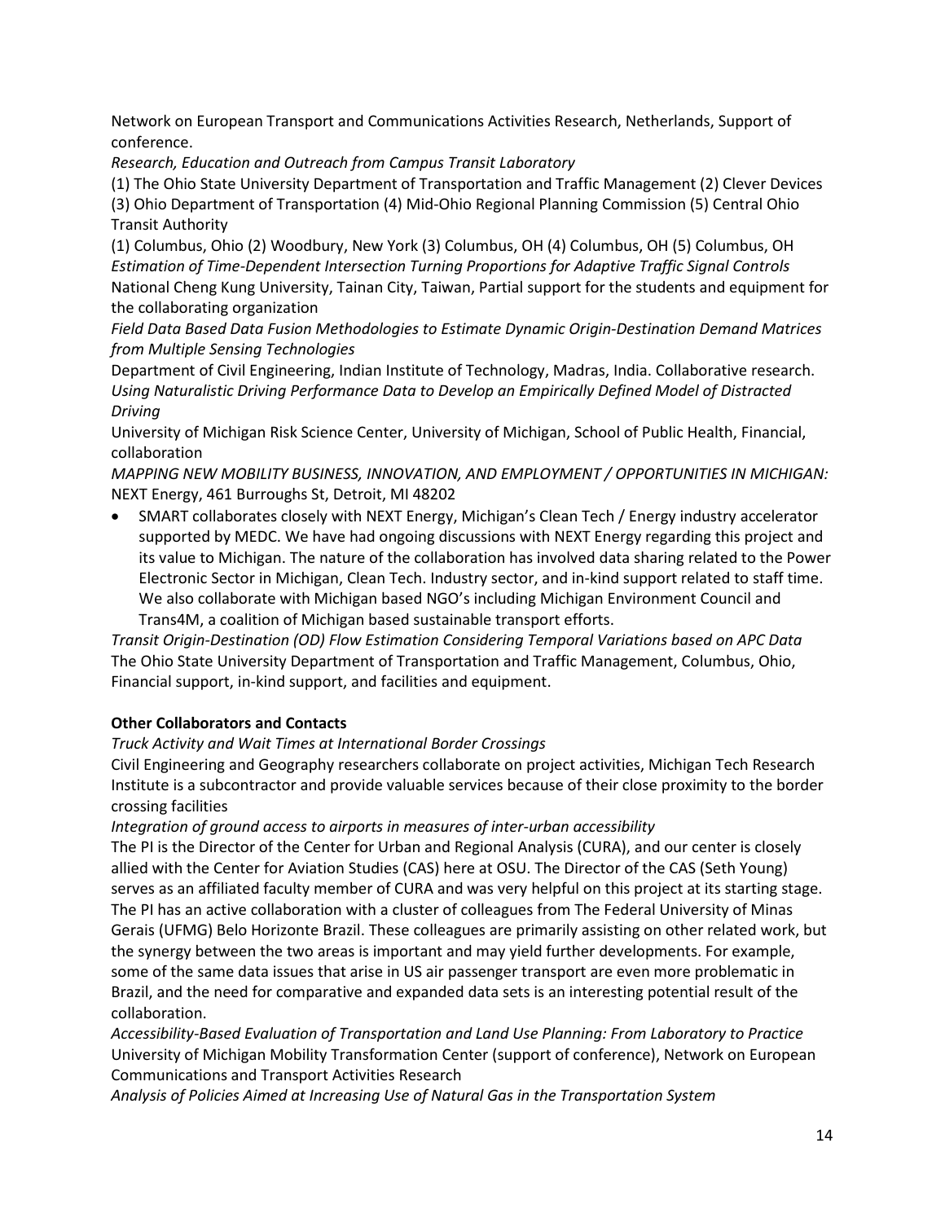Network on European Transport and Communications Activities Research, Netherlands, Support of conference.

*Research, Education and Outreach from Campus Transit Laboratory*

(1) The Ohio State University Department of Transportation and Traffic Management (2) Clever Devices (3) Ohio Department of Transportation (4) Mid-Ohio Regional Planning Commission (5) Central Ohio Transit Authority

(1) Columbus, Ohio (2) Woodbury, New York (3) Columbus, OH (4) Columbus, OH (5) Columbus, OH

*Estimation of Time-Dependent Intersection Turning Proportions for Adaptive Traffic Signal Controls*

National Cheng Kung University, Tainan City, Taiwan, Partial support for the students and equipment for the collaborating organization

*Field Data Based Data Fusion Methodologies to Estimate Dynamic Origin-Destination Demand Matrices from Multiple Sensing Technologies*

Department of Civil Engineering, Indian Institute of Technology, Madras, India. Collaborative research.

*Using Naturalistic Driving Performance Data to Develop an Empirically Defined Model of Distracted Driving*

University of Michigan Risk Science Center, University of Michigan, School of Public Health, Financial, collaboration

*MAPPING NEW MOBILITY BUSINESS, INNOVATION, AND EMPLOYMENT / OPPORTUNITIES IN MICHIGAN:*
NEXT Energy, 461 Burroughs St, Detroit, MI 48202

- SMART collaborates closely with NEXT Energy, Michigan's Clean Tech / Energy industry accelerator supported by MEDC. We have had ongoing discussions with NEXT Energy regarding this project and its value to Michigan. The nature of the collaboration has involved data sharing related to the Power Electronic Sector in Michigan, Clean Tech. Industry sector, and in-kind support related to staff time. We also collaborate with Michigan based NGO's including Michigan Environment Council and Trans4M, a coalition of Michigan based sustainable transport efforts.

*Transit Origin-Destination (OD) Flow Estimation Considering Temporal Variations based on APC Data*

The Ohio State University Department of Transportation and Traffic Management, Columbus, Ohio, Financial support, in-kind support, and facilities and equipment.

**Other Collaborators and Contacts**

*Truck Activity and Wait Times at International Border Crossings*

Civil Engineering and Geography researchers collaborate on project activities, Michigan Tech Research Institute is a subcontractor and provide valuable services because of their close proximity to the border crossing facilities

*Integration of ground access to airports in measures of inter-urban accessibility*

The PI is the Director of the Center for Urban and Regional Analysis (CURA), and our center is closely allied with the Center for Aviation Studies (CAS) here at OSU. The Director of the CAS (Seth Young) serves as an affiliated faculty member of CURA and was very helpful on this project at its starting stage. The PI has an active collaboration with a cluster of colleagues from The Federal University of Minas Gerais (UFMG) Belo Horizonte Brazil. These colleagues are primarily assisting on other related work, but the synergy between the two areas is important and may yield further developments. For example, some of the same data issues that arise in US air passenger transport are even more problematic in Brazil, and the need for comparative and expanded data sets is an interesting potential result of the collaboration.

*Accessibility-Based Evaluation of Transportation and Land Use Planning: From Laboratory to Practice*

University of Michigan Mobility Transformation Center (support of conference), Network on European Communications and Transport Activities Research

*Analysis of Policies Aimed at Increasing Use of Natural Gas in the Transportation System*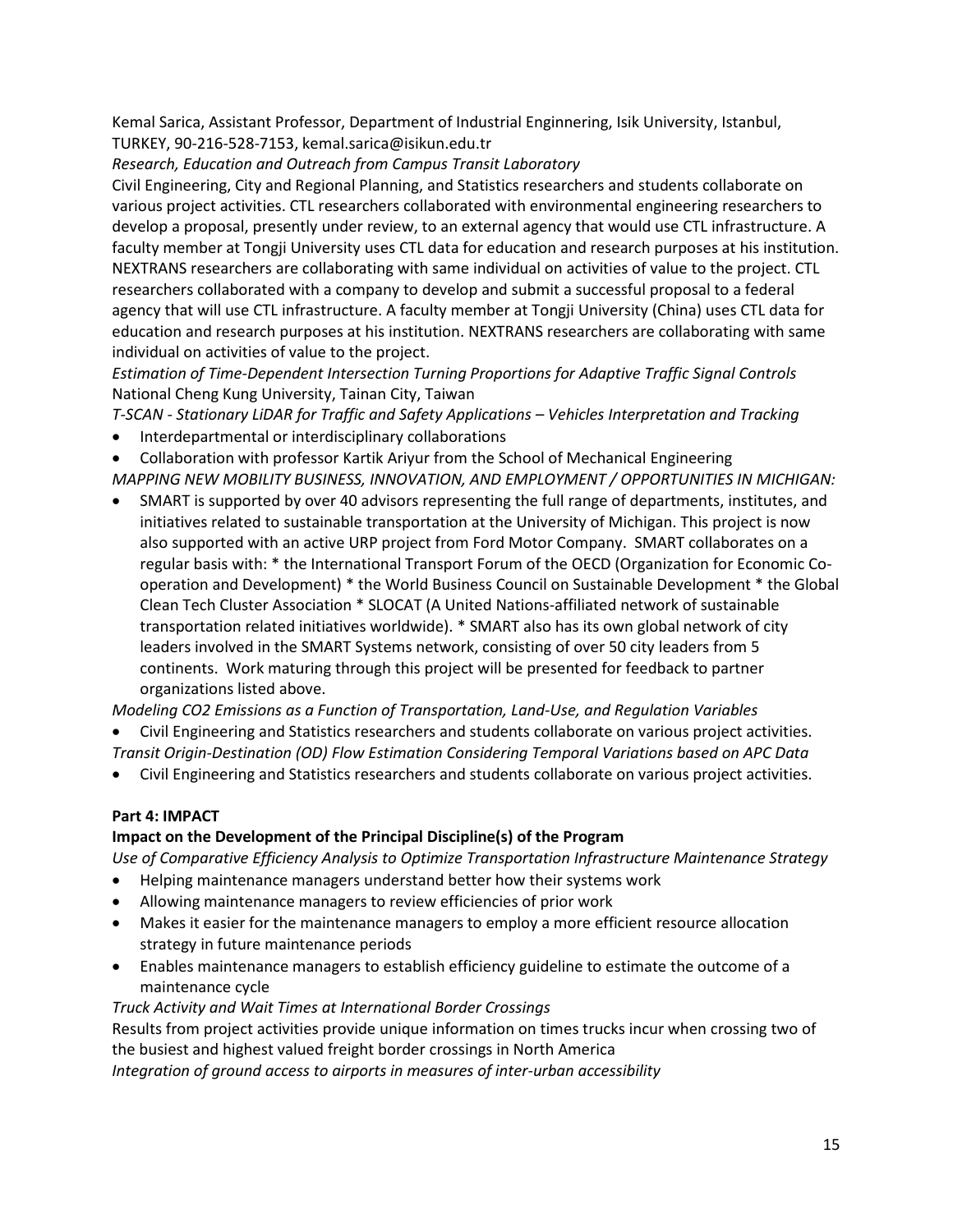Kemal Sarica, Assistant Professor, Department of Industrial Enginnering, Isik University, Istanbul, TURKEY, 90-216-528-7153, kemal.sarica@isikun.edu.tr

*Research, Education and Outreach from Campus Transit Laboratory*

Civil Engineering, City and Regional Planning, and Statistics researchers and students collaborate on various project activities. CTL researchers collaborated with environmental engineering researchers to develop a proposal, presently under review, to an external agency that would use CTL infrastructure. A faculty member at Tongji University uses CTL data for education and research purposes at his institution. NEXTRANS researchers are collaborating with same individual on activities of value to the project. CTL researchers collaborated with a company to develop and submit a successful proposal to a federal agency that will use CTL infrastructure. A faculty member at Tongji University (China) uses CTL data for education and research purposes at his institution. NEXTRANS researchers are collaborating with same individual on activities of value to the project.

*Estimation of Time-Dependent Intersection Turning Proportions for Adaptive Traffic Signal Controls*

National Cheng Kung University, Tainan City, Taiwan

*T-SCAN - Stationary LiDAR for Traffic and Safety Applications – Vehicles Interpretation and Tracking*

- Interdepartmental or interdisciplinary collaborations
- Collaboration with professor Kartik Ariyur from the School of Mechanical Engineering

*MAPPING NEW MOBILITY BUSINESS, INNOVATION, AND EMPLOYMENT / OPPORTUNITIES IN MICHIGAN:*

- SMART is supported by over 40 advisors representing the full range of departments, institutes, and initiatives related to sustainable transportation at the University of Michigan. This project is now also supported with an active URP project from Ford Motor Company. SMART collaborates on a regular basis with: * the International Transport Forum of the OECD (Organization for Economic Co-operation and Development) * the World Business Council on Sustainable Development * the Global Clean Tech Cluster Association * SLOCAT (A United Nations-affiliated network of sustainable transportation related initiatives worldwide). * SMART also has its own global network of city leaders involved in the SMART Systems network, consisting of over 50 city leaders from 5 continents. Work maturing through this project will be presented for feedback to partner organizations listed above.

*Modeling CO2 Emissions as a Function of Transportation, Land-Use, and Regulation Variables*

- Civil Engineering and Statistics researchers and students collaborate on various project activities.

*Transit Origin-Destination (OD) Flow Estimation Considering Temporal Variations based on APC Data*

- Civil Engineering and Statistics researchers and students collaborate on various project activities.

**Part 4: IMPACT**

**Impact on the Development of the Principal Discipline(s) of the Program**

*Use of Comparative Efficiency Analysis to Optimize Transportation Infrastructure Maintenance Strategy*

- Helping maintenance managers understand better how their systems work
- Allowing maintenance managers to review efficiencies of prior work
- Makes it easier for the maintenance managers to employ a more efficient resource allocation strategy in future maintenance periods
- Enables maintenance managers to establish efficiency guideline to estimate the outcome of a maintenance cycle

*Truck Activity and Wait Times at International Border Crossings*

Results from project activities provide unique information on times trucks incur when crossing two of the busiest and highest valued freight border crossings in North America

*Integration of ground access to airports in measures of inter-urban accessibility*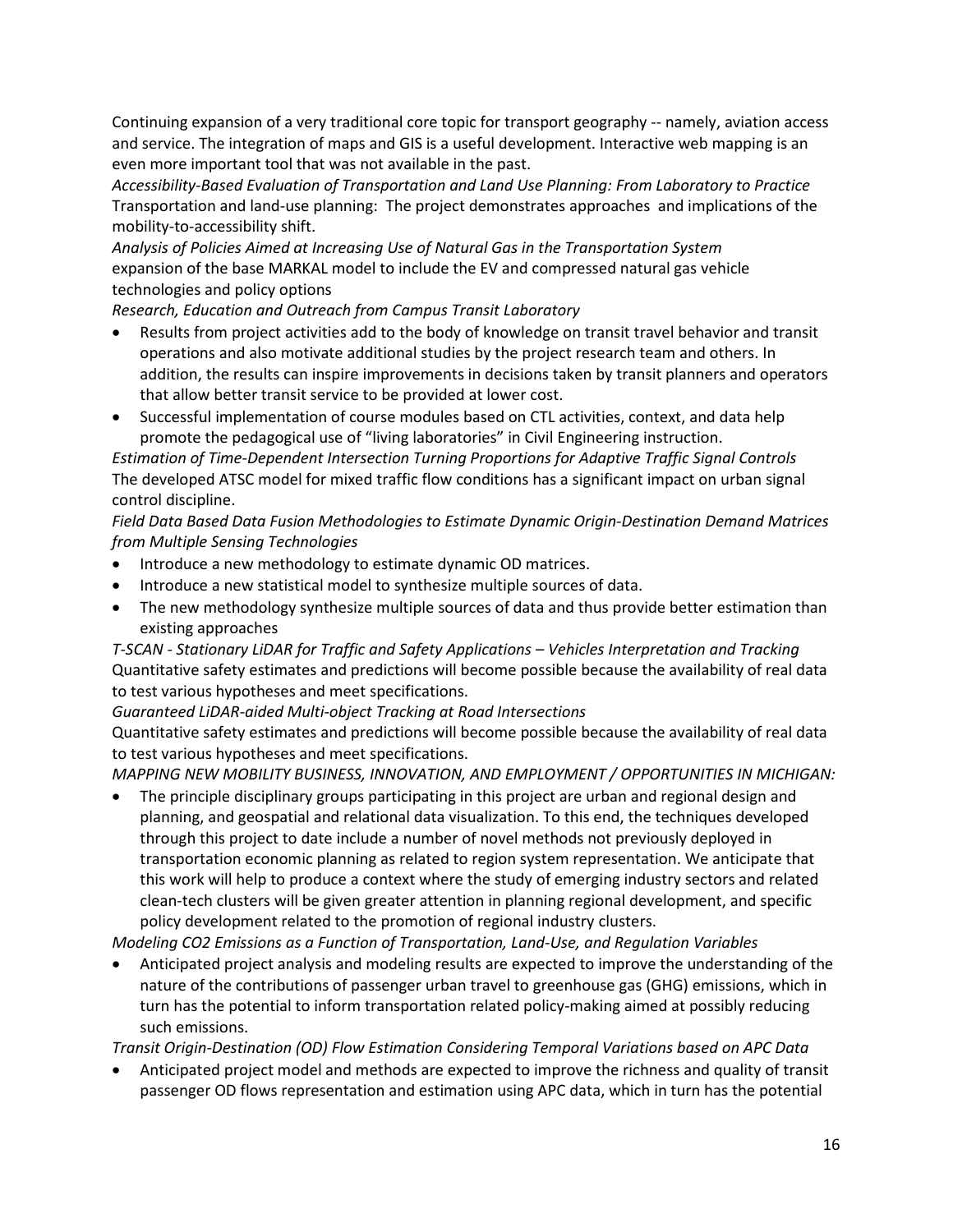Continuing expansion of a very traditional core topic for transport geography -- namely, aviation access and service. The integration of maps and GIS is a useful development. Interactive web mapping is an even more important tool that was not available in the past.

*Accessibility-Based Evaluation of Transportation and Land Use Planning: From Laboratory to Practice*
Transportation and land-use planning: The project demonstrates approaches and implications of the mobility-to-accessibility shift.

*Analysis of Policies Aimed at Increasing Use of Natural Gas in the Transportation System*
expansion of the base MARKAL model to include the EV and compressed natural gas vehicle technologies and policy options

*Research, Education and Outreach from Campus Transit Laboratory*

- Results from project activities add to the body of knowledge on transit travel behavior and transit operations and also motivate additional studies by the project research team and others. In addition, the results can inspire improvements in decisions taken by transit planners and operators that allow better transit service to be provided at lower cost.
- Successful implementation of course modules based on CTL activities, context, and data help promote the pedagogical use of "living laboratories" in Civil Engineering instruction.

*Estimation of Time-Dependent Intersection Turning Proportions for Adaptive Traffic Signal Controls*
The developed ATSC model for mixed traffic flow conditions has a significant impact on urban signal control discipline.

*Field Data Based Data Fusion Methodologies to Estimate Dynamic Origin-Destination Demand Matrices from Multiple Sensing Technologies*

- Introduce a new methodology to estimate dynamic OD matrices.
- Introduce a new statistical model to synthesize multiple sources of data.
- The new methodology synthesize multiple sources of data and thus provide better estimation than existing approaches

*T-SCAN - Stationary LiDAR for Traffic and Safety Applications – Vehicles Interpretation and Tracking*
Quantitative safety estimates and predictions will become possible because the availability of real data to test various hypotheses and meet specifications.

*Guaranteed LiDAR-aided Multi-object Tracking at Road Intersections*
Quantitative safety estimates and predictions will become possible because the availability of real data to test various hypotheses and meet specifications.

*MAPPING NEW MOBILITY BUSINESS, INNOVATION, AND EMPLOYMENT / OPPORTUNITIES IN MICHIGAN:*

- The principle disciplinary groups participating in this project are urban and regional design and planning, and geospatial and relational data visualization. To this end, the techniques developed through this project to date include a number of novel methods not previously deployed in transportation economic planning as related to region system representation. We anticipate that this work will help to produce a context where the study of emerging industry sectors and related clean-tech clusters will be given greater attention in planning regional development, and specific policy development related to the promotion of regional industry clusters.

*Modeling CO2 Emissions as a Function of Transportation, Land-Use, and Regulation Variables*

- Anticipated project analysis and modeling results are expected to improve the understanding of the nature of the contributions of passenger urban travel to greenhouse gas (GHG) emissions, which in turn has the potential to inform transportation related policy-making aimed at possibly reducing such emissions.

*Transit Origin-Destination (OD) Flow Estimation Considering Temporal Variations based on APC Data*

- Anticipated project model and methods are expected to improve the richness and quality of transit passenger OD flows representation and estimation using APC data, which in turn has the potential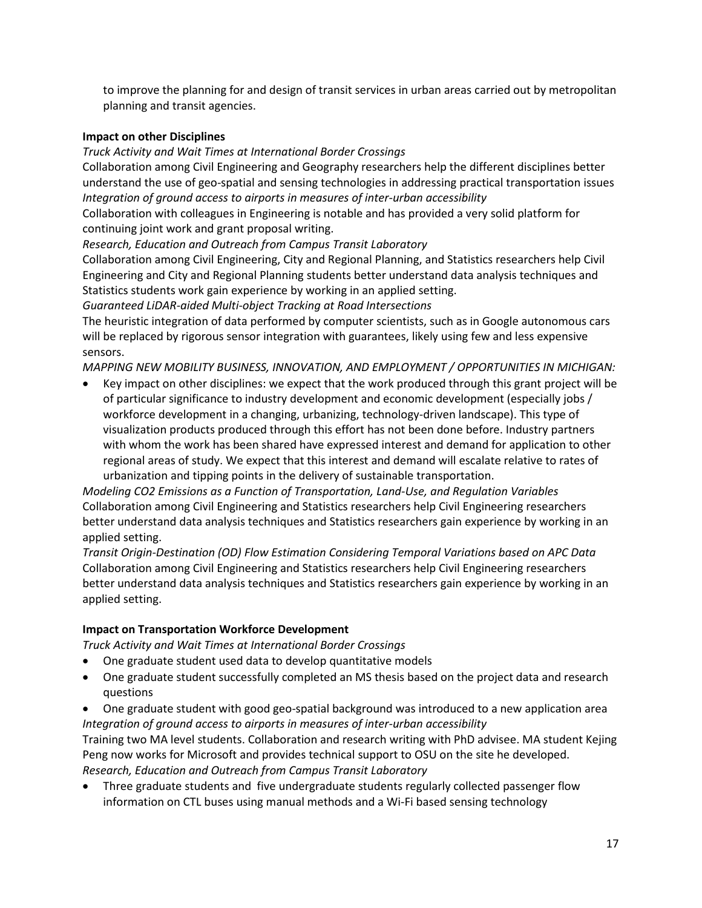to improve the planning for and design of transit services in urban areas carried out by metropolitan planning and transit agencies.

**Impact on other Disciplines**

*Truck Activity and Wait Times at International Border Crossings*

Collaboration among Civil Engineering and Geography researchers help the different disciplines better understand the use of geo-spatial and sensing technologies in addressing practical transportation issues

*Integration of ground access to airports in measures of inter-urban accessibility*

Collaboration with colleagues in Engineering is notable and has provided a very solid platform for continuing joint work and grant proposal writing.

*Research, Education and Outreach from Campus Transit Laboratory*

Collaboration among Civil Engineering, City and Regional Planning, and Statistics researchers help Civil Engineering and City and Regional Planning students better understand data analysis techniques and Statistics students work gain experience by working in an applied setting.

*Guaranteed LiDAR-aided Multi-object Tracking at Road Intersections*

The heuristic integration of data performed by computer scientists, such as in Google autonomous cars will be replaced by rigorous sensor integration with guarantees, likely using few and less expensive sensors.

*MAPPING NEW MOBILITY BUSINESS, INNOVATION, AND EMPLOYMENT / OPPORTUNITIES IN MICHIGAN:*

- Key impact on other disciplines: we expect that the work produced through this grant project will be of particular significance to industry development and economic development (especially jobs / workforce development in a changing, urbanizing, technology-driven landscape). This type of visualization products produced through this effort has not been done before. Industry partners with whom the work has been shared have expressed interest and demand for application to other regional areas of study. We expect that this interest and demand will escalate relative to rates of urbanization and tipping points in the delivery of sustainable transportation.

*Modeling CO2 Emissions as a Function of Transportation, Land-Use, and Regulation Variables*

Collaboration among Civil Engineering and Statistics researchers help Civil Engineering researchers better understand data analysis techniques and Statistics researchers gain experience by working in an applied setting.

*Transit Origin-Destination (OD) Flow Estimation Considering Temporal Variations based on APC Data*

Collaboration among Civil Engineering and Statistics researchers help Civil Engineering researchers better understand data analysis techniques and Statistics researchers gain experience by working in an applied setting.

**Impact on Transportation Workforce Development**

*Truck Activity and Wait Times at International Border Crossings*

- One graduate student used data to develop quantitative models
- One graduate student successfully completed an MS thesis based on the project data and research questions
- One graduate student with good geo-spatial background was introduced to a new application area

*Integration of ground access to airports in measures of inter-urban accessibility*

Training two MA level students. Collaboration and research writing with PhD advisee. MA student Kejing Peng now works for Microsoft and provides technical support to OSU on the site he developed.

*Research, Education and Outreach from Campus Transit Laboratory*

- Three graduate students and five undergraduate students regularly collected passenger flow information on CTL buses using manual methods and a Wi-Fi based sensing technology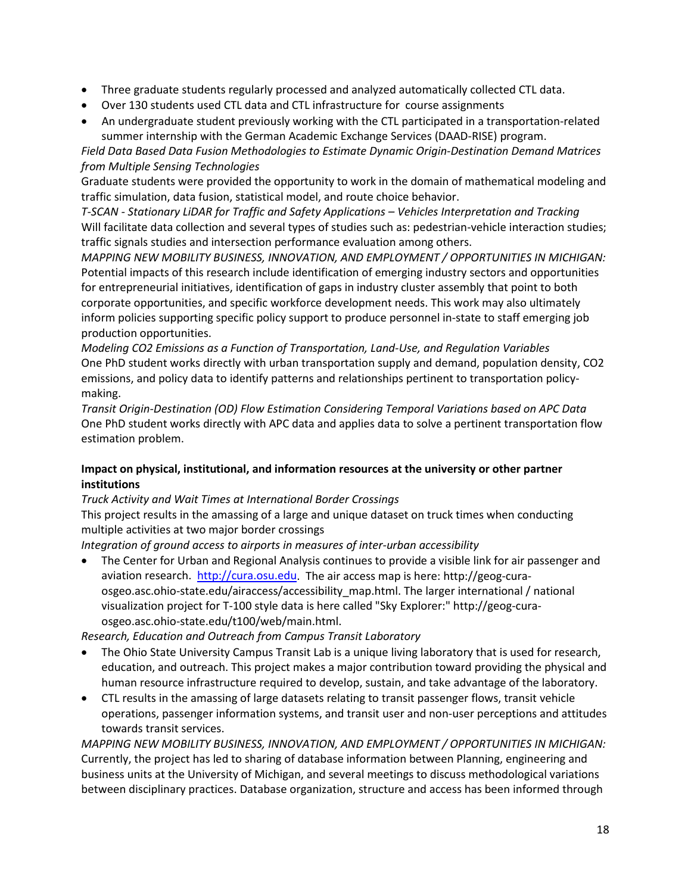- Three graduate students regularly processed and analyzed automatically collected CTL data.
- Over 130 students used CTL data and CTL infrastructure for course assignments
- An undergraduate student previously working with the CTL participated in a transportation-related summer internship with the German Academic Exchange Services (DAAD-RISE) program.

*Field Data Based Data Fusion Methodologies to Estimate Dynamic Origin-Destination Demand Matrices from Multiple Sensing Technologies*

Graduate students were provided the opportunity to work in the domain of mathematical modeling and traffic simulation, data fusion, statistical model, and route choice behavior.

*T-SCAN - Stationary LiDAR for Traffic and Safety Applications – Vehicles Interpretation and Tracking*

Will facilitate data collection and several types of studies such as: pedestrian-vehicle interaction studies; traffic signals studies and intersection performance evaluation among others.

*MAPPING NEW MOBILITY BUSINESS, INNOVATION, AND EMPLOYMENT / OPPORTUNITIES IN MICHIGAN:*

Potential impacts of this research include identification of emerging industry sectors and opportunities for entrepreneurial initiatives, identification of gaps in industry cluster assembly that point to both corporate opportunities, and specific workforce development needs. This work may also ultimately inform policies supporting specific policy support to produce personnel in-state to staff emerging job production opportunities.

*Modeling CO2 Emissions as a Function of Transportation, Land-Use, and Regulation Variables*

One PhD student works directly with urban transportation supply and demand, population density, $CO_2$ emissions, and policy data to identify patterns and relationships pertinent to transportation policy-making.

*Transit Origin-Destination (OD) Flow Estimation Considering Temporal Variations based on APC Data*

One PhD student works directly with APC data and applies data to solve a pertinent transportation flow estimation problem.

**Impact on physical, institutional, and information resources at the university or other partner institutions**

*Truck Activity and Wait Times at International Border Crossings*

This project results in the amassing of a large and unique dataset on truck times when conducting multiple activities at two major border crossings

*Integration of ground access to airports in measures of inter-urban accessibility*

- The Center for Urban and Regional Analysis continues to provide a visible link for air passenger and aviation research. http://cura.osu.edu. The air access map is here: http://geog-cura-osgeo.asc.ohio-state.edu/airaccess/accessibility_map.html. The larger international / national visualization project for T-100 style data is here called "Sky Explorer:" http://geog-cura-osgeo.asc.ohio-state.edu/t100/web/main.html.

*Research, Education and Outreach from Campus Transit Laboratory*

- The Ohio State University Campus Transit Lab is a unique living laboratory that is used for research, education, and outreach. This project makes a major contribution toward providing the physical and human resource infrastructure required to develop, sustain, and take advantage of the laboratory.
- CTL results in the amassing of large datasets relating to transit passenger flows, transit vehicle operations, passenger information systems, and transit user and non-user perceptions and attitudes towards transit services.

*MAPPING NEW MOBILITY BUSINESS, INNOVATION, AND EMPLOYMENT / OPPORTUNITIES IN MICHIGAN:*

Currently, the project has led to sharing of database information between Planning, engineering and business units at the University of Michigan, and several meetings to discuss methodological variations between disciplinary practices. Database organization, structure and access has been informed through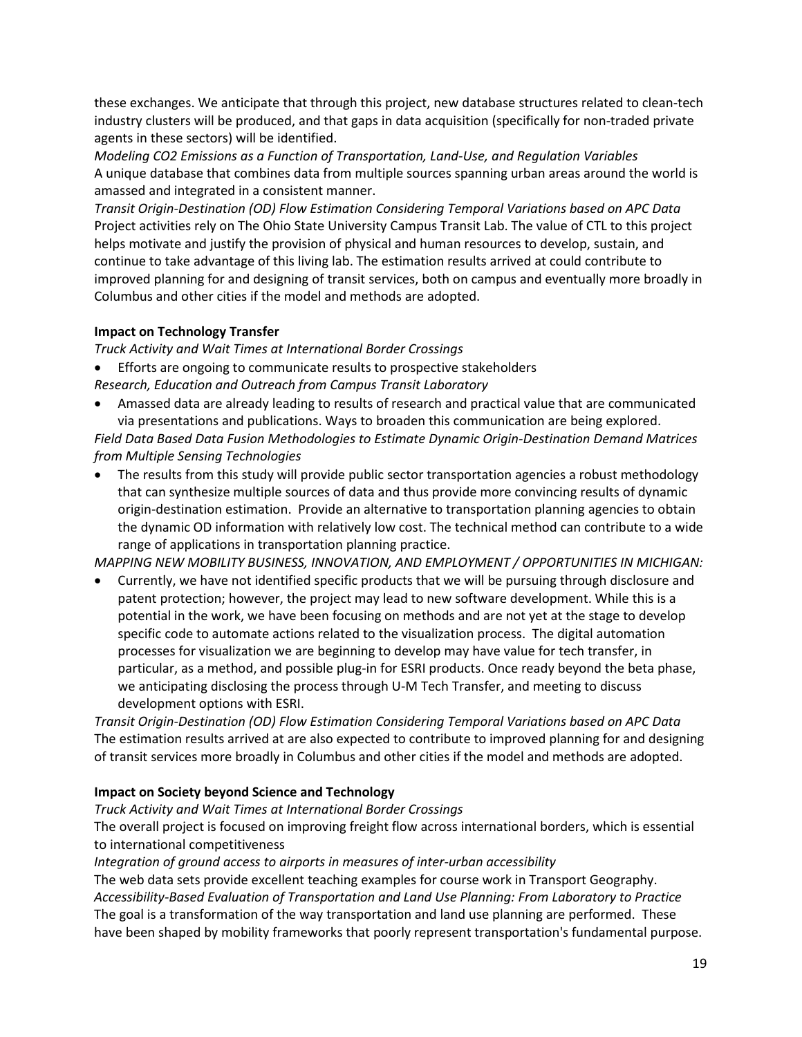these exchanges. We anticipate that through this project, new database structures related to clean-tech industry clusters will be produced, and that gaps in data acquisition (specifically for non-traded private agents in these sectors) will be identified.

*Modeling CO2 Emissions as a Function of Transportation, Land-Use, and Regulation Variables*
A unique database that combines data from multiple sources spanning urban areas around the world is amassed and integrated in a consistent manner.

*Transit Origin-Destination (OD) Flow Estimation Considering Temporal Variations based on APC Data*
Project activities rely on The Ohio State University Campus Transit Lab. The value of CTL to this project helps motivate and justify the provision of physical and human resources to develop, sustain, and continue to take advantage of this living lab. The estimation results arrived at could contribute to improved planning for and designing of transit services, both on campus and eventually more broadly in Columbus and other cities if the model and methods are adopted.

**Impact on Technology Transfer**

*Truck Activity and Wait Times at International Border Crossings*

- Efforts are ongoing to communicate results to prospective stakeholders

*Research, Education and Outreach from Campus Transit Laboratory*

- Amassed data are already leading to results of research and practical value that are communicated via presentations and publications. Ways to broaden this communication are being explored.

*Field Data Based Data Fusion Methodologies to Estimate Dynamic Origin-Destination Demand Matrices from Multiple Sensing Technologies*

- The results from this study will provide public sector transportation agencies a robust methodology that can synthesize multiple sources of data and thus provide more convincing results of dynamic origin-destination estimation. Provide an alternative to transportation planning agencies to obtain the dynamic OD information with relatively low cost. The technical method can contribute to a wide range of applications in transportation planning practice.

*MAPPING NEW MOBILITY BUSINESS, INNOVATION, AND EMPLOYMENT / OPPORTUNITIES IN MICHIGAN:*

- Currently, we have not identified specific products that we will be pursuing through disclosure and patent protection; however, the project may lead to new software development. While this is a potential in the work, we have been focusing on methods and are not yet at the stage to develop specific code to automate actions related to the visualization process. The digital automation processes for visualization we are beginning to develop may have value for tech transfer, in particular, as a method, and possible plug-in for ESRI products. Once ready beyond the beta phase, we anticipating disclosing the process through U-M Tech Transfer, and meeting to discuss development options with ESRI.

*Transit Origin-Destination (OD) Flow Estimation Considering Temporal Variations based on APC Data*
The estimation results arrived at are also expected to contribute to improved planning for and designing of transit services more broadly in Columbus and other cities if the model and methods are adopted.

**Impact on Society beyond Science and Technology**

*Truck Activity and Wait Times at International Border Crossings*
The overall project is focused on improving freight flow across international borders, which is essential to international competitiveness

*Integration of ground access to airports in measures of inter-urban accessibility*
The web data sets provide excellent teaching examples for course work in Transport Geography.

*Accessibility-Based Evaluation of Transportation and Land Use Planning: From Laboratory to Practice*
The goal is a transformation of the way transportation and land use planning are performed. These have been shaped by mobility frameworks that poorly represent transportation's fundamental purpose.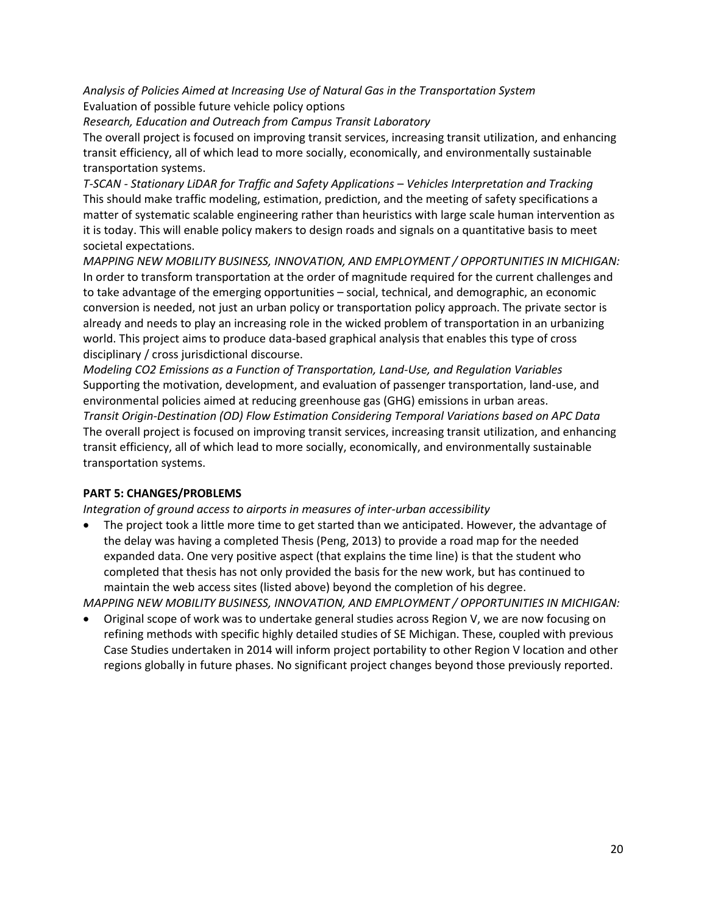*Analysis of Policies Aimed at Increasing Use of Natural Gas in the Transportation System*
Evaluation of possible future vehicle policy options

*Research, Education and Outreach from Campus Transit Laboratory*
The overall project is focused on improving transit services, increasing transit utilization, and enhancing transit efficiency, all of which lead to more socially, economically, and environmentally sustainable transportation systems.

*T-SCAN - Stationary LiDAR for Traffic and Safety Applications – Vehicles Interpretation and Tracking*
This should make traffic modeling, estimation, prediction, and the meeting of safety specifications a matter of systematic scalable engineering rather than heuristics with large scale human intervention as it is today. This will enable policy makers to design roads and signals on a quantitative basis to meet societal expectations.

*MAPPING NEW MOBILITY BUSINESS, INNOVATION, AND EMPLOYMENT / OPPORTUNITIES IN MICHIGAN:*
In order to transform transportation at the order of magnitude required for the current challenges and to take advantage of the emerging opportunities – social, technical, and demographic, an economic conversion is needed, not just an urban policy or transportation policy approach. The private sector is already and needs to play an increasing role in the wicked problem of transportation in an urbanizing world. This project aims to produce data-based graphical analysis that enables this type of cross disciplinary / cross jurisdictional discourse.

*Modeling CO2 Emissions as a Function of Transportation, Land-Use, and Regulation Variables*
Supporting the motivation, development, and evaluation of passenger transportation, land-use, and environmental policies aimed at reducing greenhouse gas (GHG) emissions in urban areas.

*Transit Origin-Destination (OD) Flow Estimation Considering Temporal Variations based on APC Data*
The overall project is focused on improving transit services, increasing transit utilization, and enhancing transit efficiency, all of which lead to more socially, economically, and environmentally sustainable transportation systems.

**PART 5: CHANGES/PROBLEMS**

*Integration of ground access to airports in measures of inter-urban accessibility*

- The project took a little more time to get started than we anticipated. However, the advantage of the delay was having a completed Thesis (Peng, 2013) to provide a road map for the needed expanded data. One very positive aspect (that explains the time line) is that the student who completed that thesis has not only provided the basis for the new work, but has continued to maintain the web access sites (listed above) beyond the completion of his degree.

*MAPPING NEW MOBILITY BUSINESS, INNOVATION, AND EMPLOYMENT / OPPORTUNITIES IN MICHIGAN:*

- Original scope of work was to undertake general studies across Region V, we are now focusing on refining methods with specific highly detailed studies of SE Michigan. These, coupled with previous Case Studies undertaken in 2014 will inform project portability to other Region V location and other regions globally in future phases. No significant project changes beyond those previously reported.